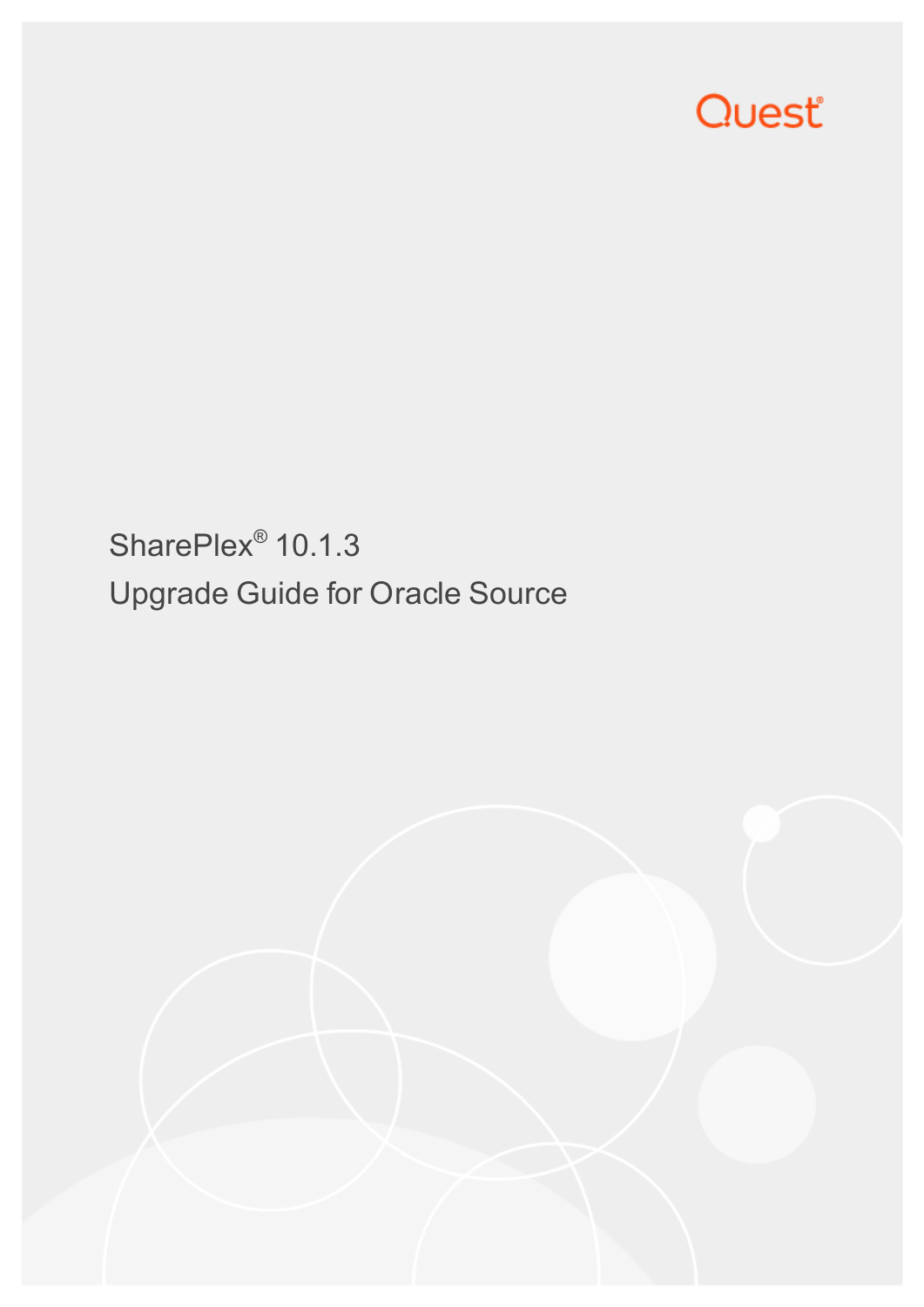Quest®

# SharePlex® 10.1.3

## Upgrade Guide for Oracle Source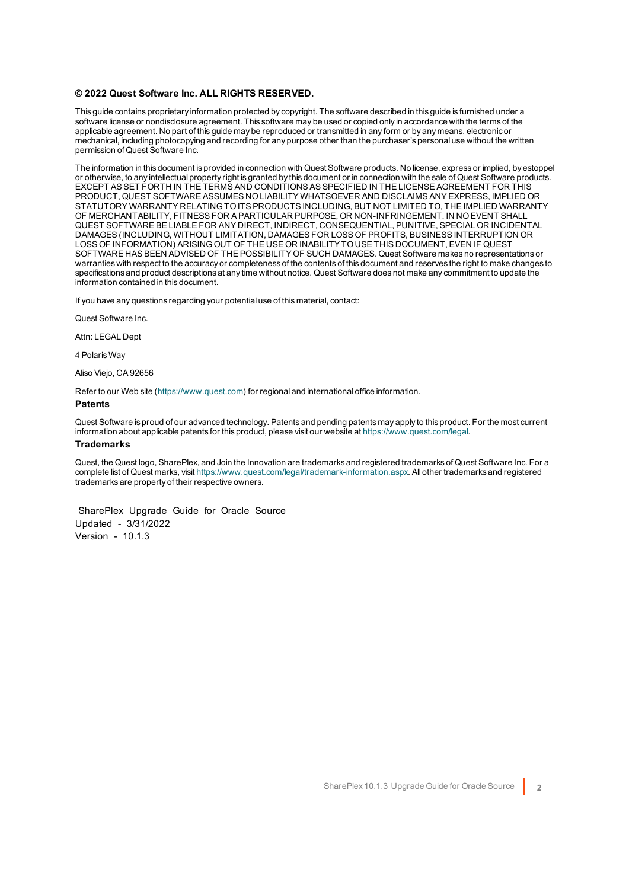**© 2022 Quest Software Inc. ALL RIGHTS RESERVED.**

This guide contains proprietary information protected by copyright. The software described in this guide is furnished under a software license or nondisclosure agreement. This software may be used or copied only in accordance with the terms of the applicable agreement. No part of this guide may be reproduced or transmitted in any form or by any means, electronic or mechanical, including photocopying and recording for any purpose other than the purchaser's personal use without the written permission of Quest Software Inc.

The information in this document is provided in connection with Quest Software products. No license, express or implied, by estoppel or otherwise, to any intellectual property right is granted by this document or in connection with the sale of Quest Software products. EXCEPT AS SET FORTH IN THE TERMS AND CONDITIONS AS SPECIFIED IN THE LICENSE AGREEMENT FOR THIS PRODUCT, QUEST SOFTWARE ASSUMES NO LIABILITY WHATSOEVER AND DISCLAIMS ANY EXPRESS, IMPLIED OR STATUTORY WARRANTY RELATING TO ITS PRODUCTS INCLUDING, BUT NOT LIMITED TO, THE IMPLIED WARRANTY OF MERCHANTABILITY, FITNESS FOR A PARTICULAR PURPOSE, OR NON-INFRINGEMENT. IN NO EVENT SHALL QUEST SOFTWARE BE LIABLE FOR ANY DIRECT, INDIRECT, CONSEQUENTIAL, PUNITIVE, SPECIAL OR INCIDENTAL DAMAGES (INCLUDING, WITHOUT LIMITATION, DAMAGES FOR LOSS OF PROFITS, BUSINESS INTERRUPTION OR LOSS OF INFORMATION) ARISING OUT OF THE USE OR INABILITY TO USE THIS DOCUMENT, EVEN IF QUEST SOFTWARE HAS BEEN ADVISED OF THE POSSIBILITY OF SUCH DAMAGES. Quest Software makes no representations or warranties with respect to the accuracy or completeness of the contents of this document and reserves the right to make changes to specifications and product descriptions at any time without notice. Quest Software does not make any commitment to update the information contained in this document.

If you have any questions regarding your potential use of this material, contact:

Quest Software Inc.

Attn: LEGAL Dept

4 Polaris Way

Aliso Viejo, CA 92656

Refer to our Web site (https://www.quest.com) for regional and international office information.

**Patents**

Quest Software is proud of our advanced technology. Patents and pending patents may apply to this product. For the most current information about applicable patents for this product, please visit our website at https://www.quest.com/legal.

**Trademarks**

Quest, the Quest logo, SharePlex, and Join the Innovation are trademarks and registered trademarks of Quest Software Inc. For a complete list of Quest marks, visit https://www.quest.com/legal/trademark-information.aspx. All other trademarks and registered trademarks are property of their respective owners.

SharePlex Upgrade Guide for Oracle Source
Updated - 3/31/2022
Version - 10.1.3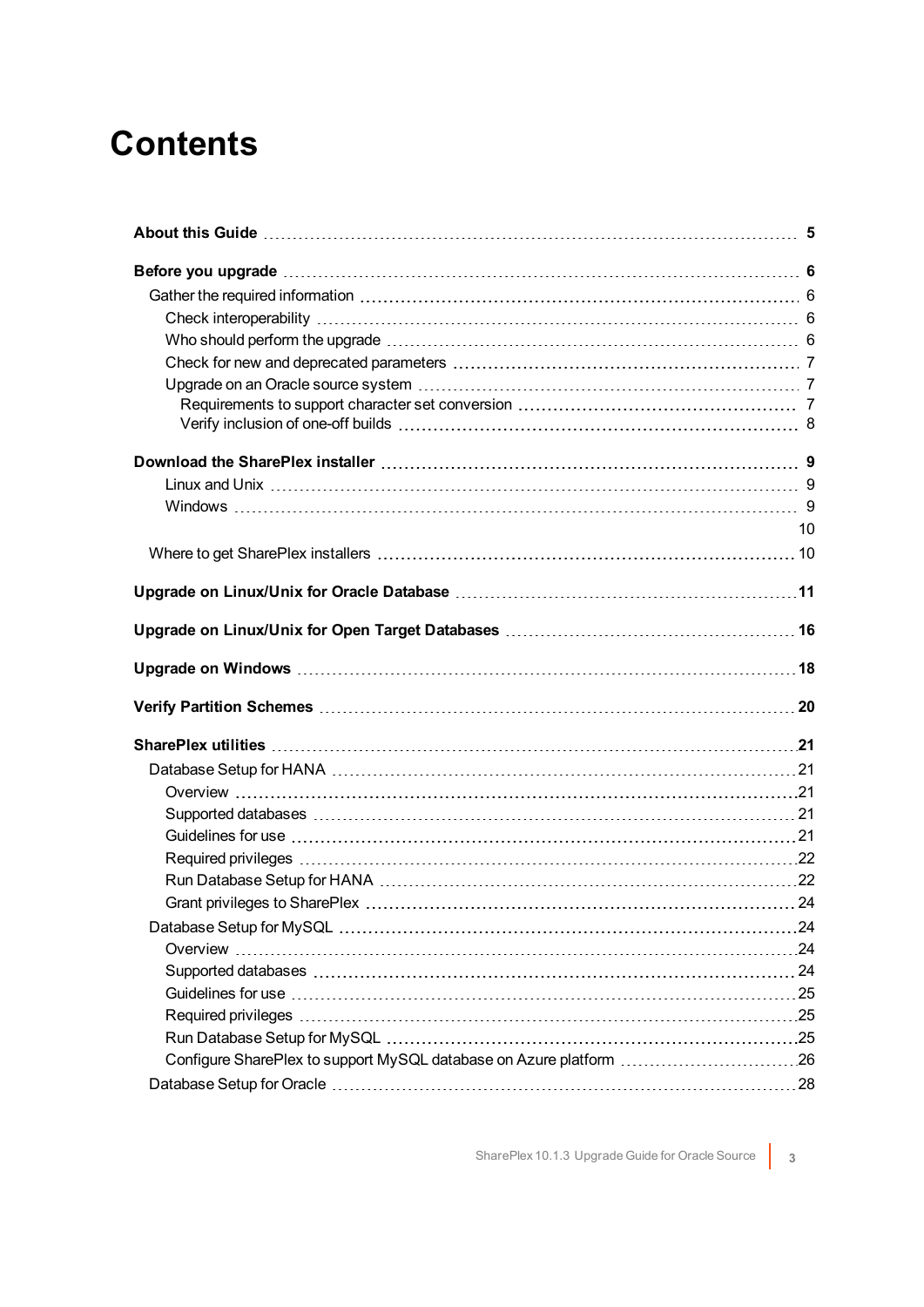# Contents

**About this Guide** 5

**Before you upgrade** 6

- Gather the required information 6
  - Check interoperability 6
  - Who should perform the upgrade 6
  - Check for new and deprecated parameters 7
  - Upgrade on an Oracle source system 7
    - Requirements to support character set conversion 7
    - Verify inclusion of one-off builds 8

**Download the SharePlex installer** 9

- Linux and Unix 9
- Windows 9
- 10
- Where to get SharePlex installers 10

**Upgrade on Linux/Unix for Oracle Database** 11

**Upgrade on Linux/Unix for Open Target Databases** 16

**Upgrade on Windows** 18

**Verify Partition Schemes** 20

**SharePlex utilities** 21

- Database Setup for HANA 21
  - Overview 21
  - Supported databases 21
  - Guidelines for use 21
  - Required privileges 22
  - Run Database Setup for HANA 22
  - Grant privileges to SharePlex 24
- Database Setup for MySQL 24
  - Overview 24
  - Supported databases 24
  - Guidelines for use 25
  - Required privileges 25
  - Run Database Setup for MySQL 25
  - Configure SharePlex to support MySQL database on Azure platform 26
- Database Setup for Oracle 28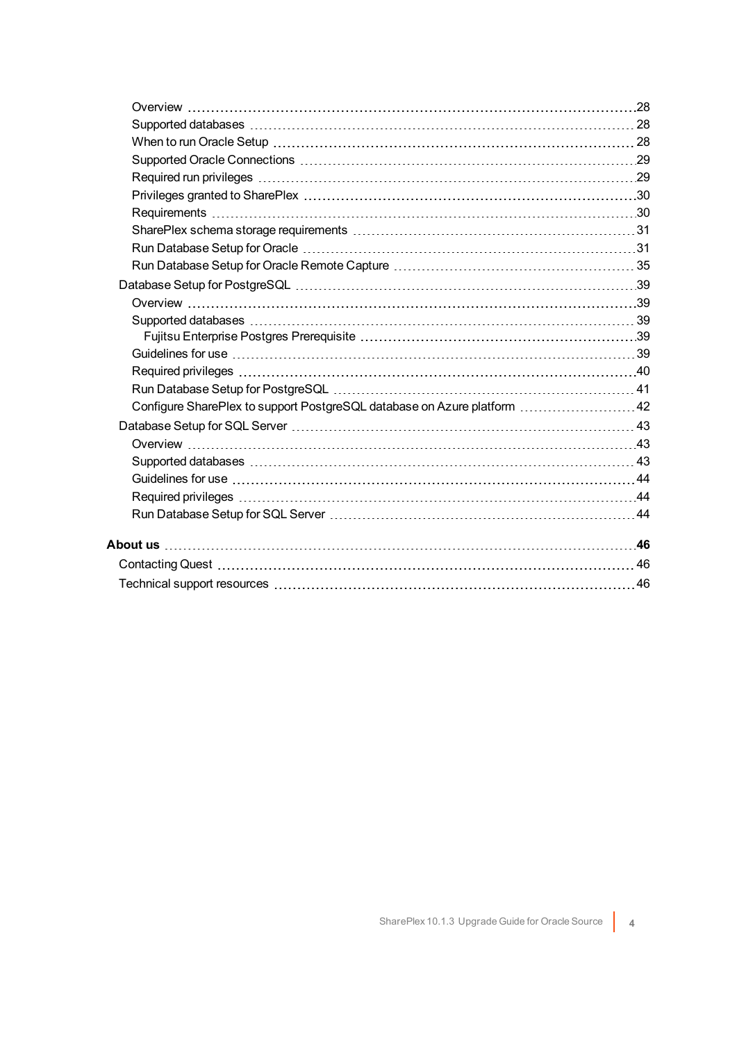- Overview ....28
- Supported databases ....28
- When to run Oracle Setup ....28
- Supported Oracle Connections ....29
- Required run privileges ....29
- Privileges granted to SharePlex ....30
- Requirements ....30
- SharePlex schema storage requirements ....31
- Run Database Setup for Oracle ....31
- Run Database Setup for Oracle Remote Capture ....35

Database Setup for PostgreSQL ....39

- Overview ....39
- Supported databases ....39
  - Fujitsu Enterprise Postgres Prerequisite ....39
- Guidelines for use ....39
- Required privileges ....40
- Run Database Setup for PostgreSQL ....41
- Configure SharePlex to support PostgreSQL database on Azure platform ....42

Database Setup for SQL Server ....43

- Overview ....43
- Supported databases ....43
- Guidelines for use ....44
- Required privileges ....44
- Run Database Setup for SQL Server ....44

**About us ....46**

- Contacting Quest ....46
- Technical support resources ....46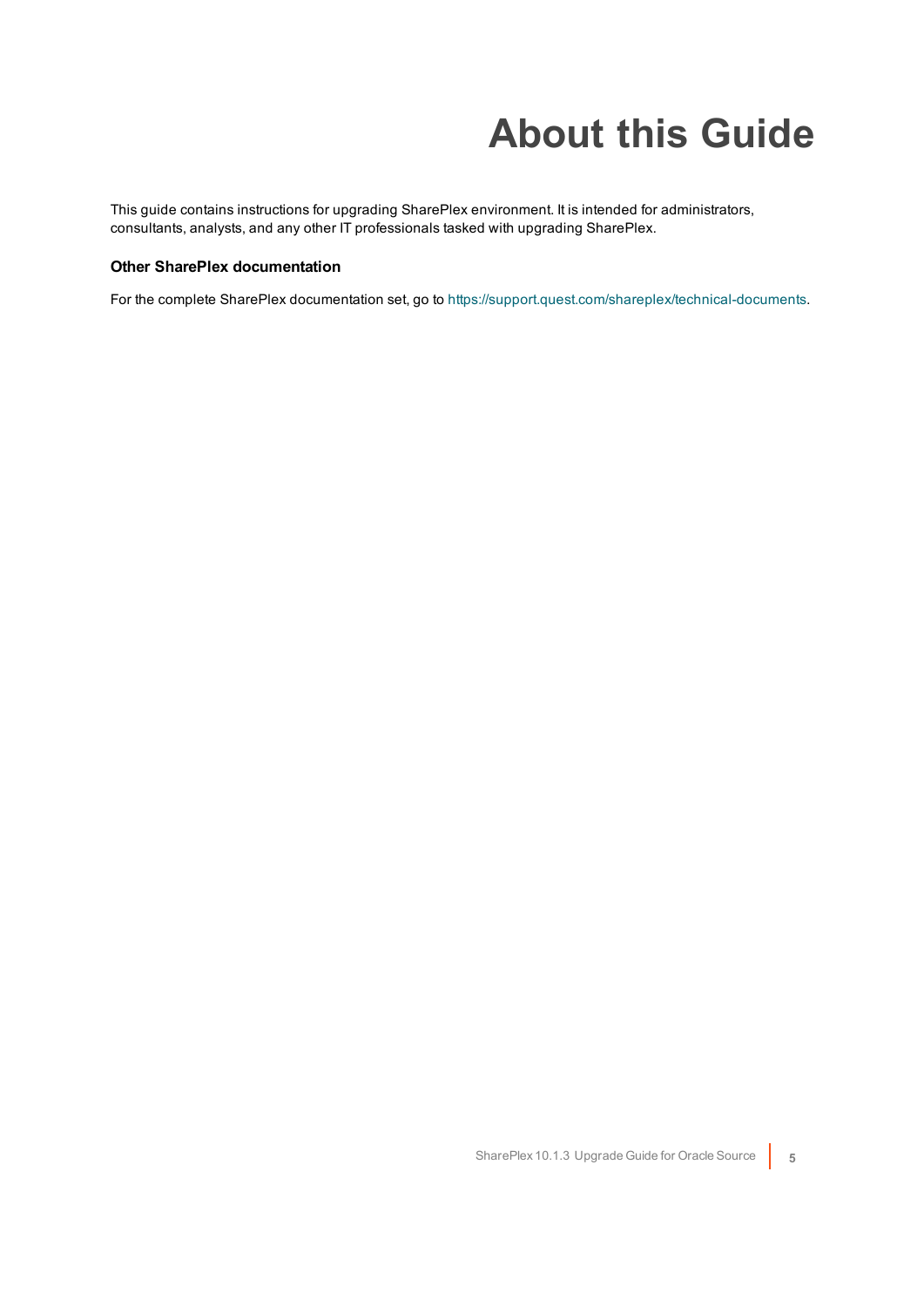# About this Guide

This guide contains instructions for upgrading SharePlex environment. It is intended for administrators, consultants, analysts, and any other IT professionals tasked with upgrading SharePlex.

### Other SharePlex documentation

For the complete SharePlex documentation set, go to https://support.quest.com/shareplex/technical-documents.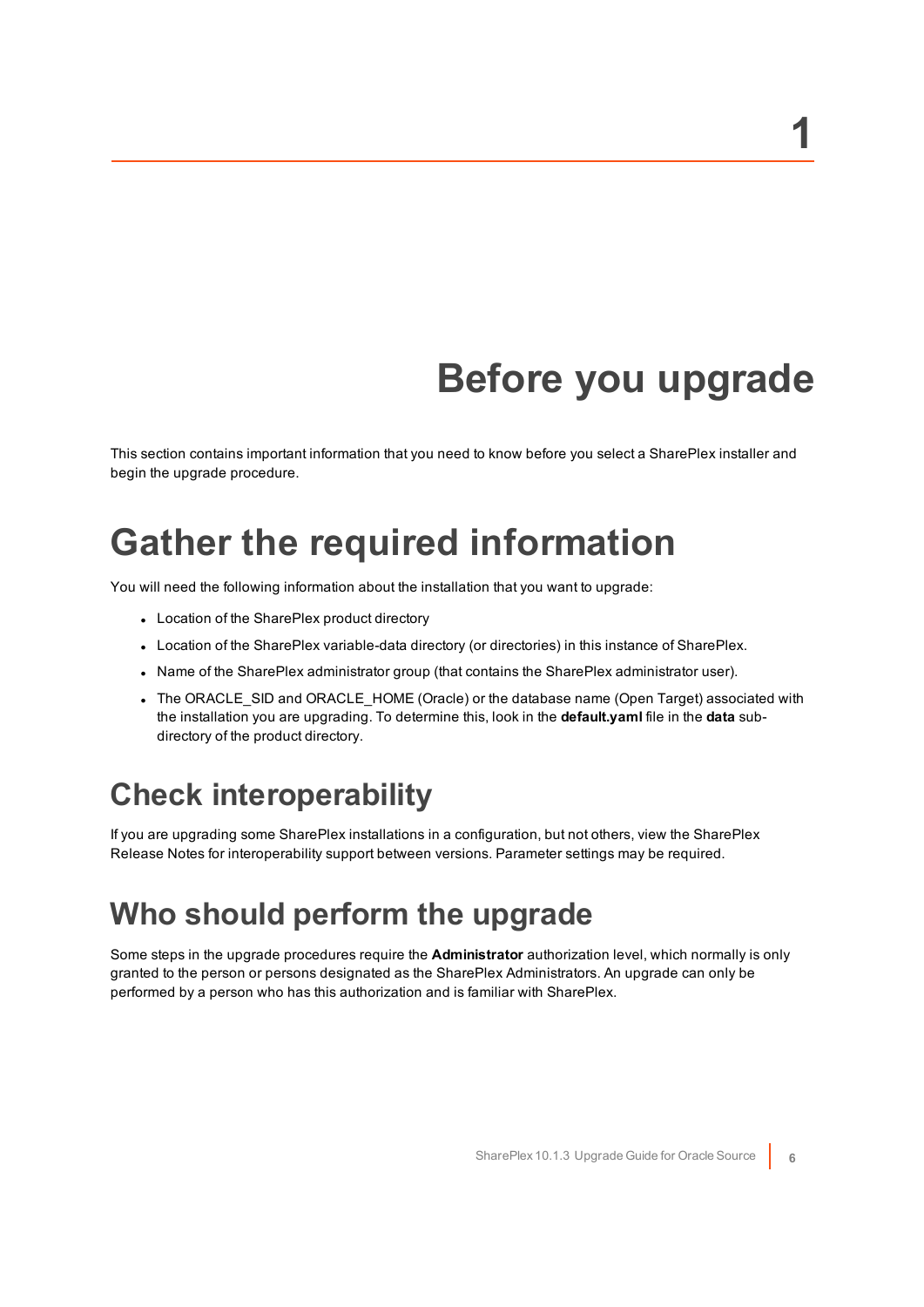1

# Before you upgrade

This section contains important information that you need to know before you select a SharePlex installer and begin the upgrade procedure.

# Gather the required information

You will need the following information about the installation that you want to upgrade:

- Location of the SharePlex product directory
- Location of the SharePlex variable-data directory (or directories) in this instance of SharePlex.
- Name of the SharePlex administrator group (that contains the SharePlex administrator user).
- The ORACLE_SID and ORACLE_HOME (Oracle) or the database name (Open Target) associated with the installation you are upgrading. To determine this, look in the **default.yaml** file in the **data** sub-directory of the product directory.

## Check interoperability

If you are upgrading some SharePlex installations in a configuration, but not others, view the SharePlex Release Notes for interoperability support between versions. Parameter settings may be required.

## Who should perform the upgrade

Some steps in the upgrade procedures require the **Administrator** authorization level, which normally is only granted to the person or persons designated as the SharePlex Administrators. An upgrade can only be performed by a person who has this authorization and is familiar with SharePlex.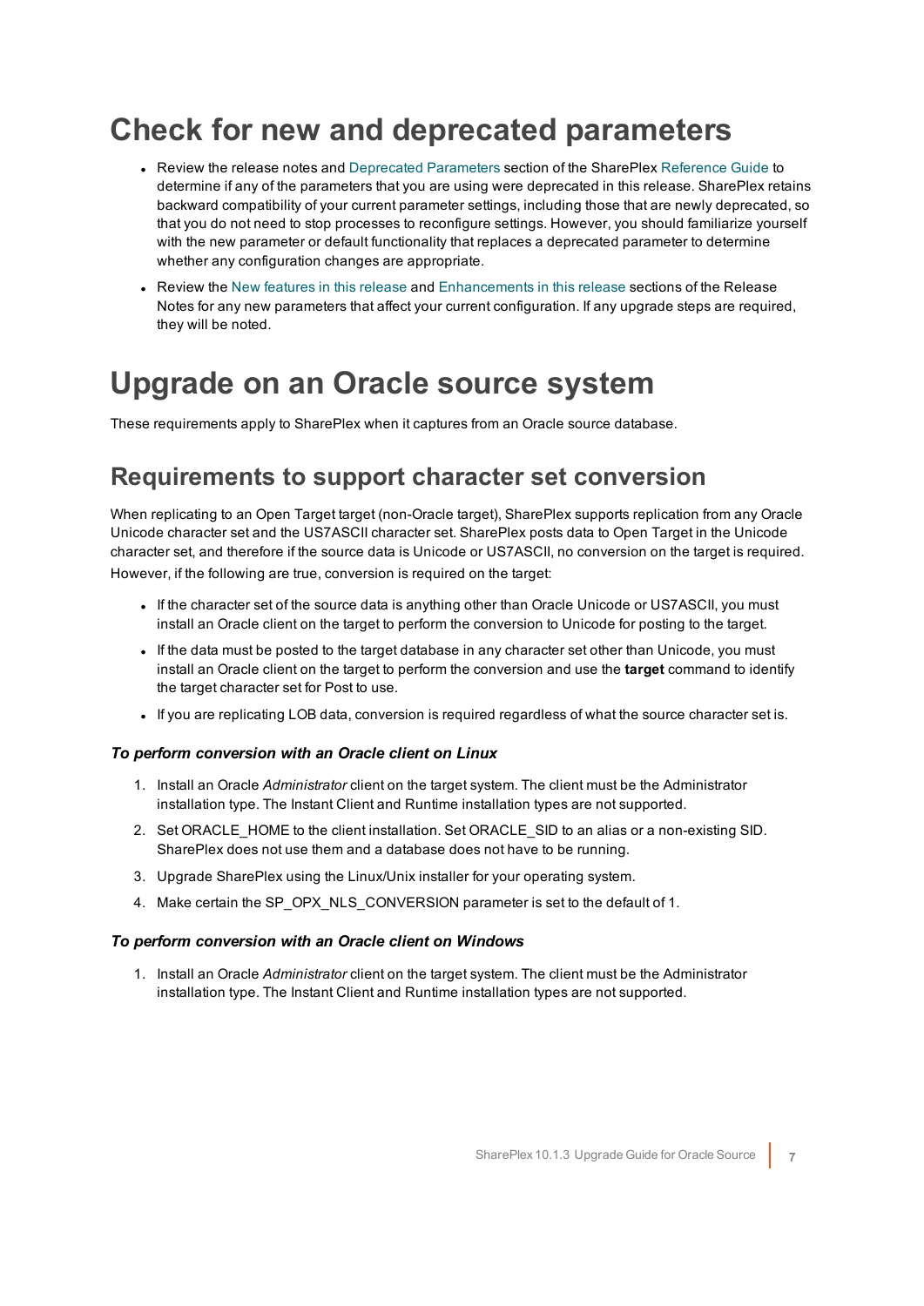# Check for new and deprecated parameters

- Review the release notes and Deprecated Parameters section of the SharePlex Reference Guide to determine if any of the parameters that you are using were deprecated in this release. SharePlex retains backward compatibility of your current parameter settings, including those that are newly deprecated, so that you do not need to stop processes to reconfigure settings. However, you should familiarize yourself with the new parameter or default functionality that replaces a deprecated parameter to determine whether any configuration changes are appropriate.
- Review the New features in this release and Enhancements in this release sections of the Release Notes for any new parameters that affect your current configuration. If any upgrade steps are required, they will be noted.

# Upgrade on an Oracle source system

These requirements apply to SharePlex when it captures from an Oracle source database.

## Requirements to support character set conversion

When replicating to an Open Target target (non-Oracle target), SharePlex supports replication from any Oracle Unicode character set and the US7ASCII character set. SharePlex posts data to Open Target in the Unicode character set, and therefore if the source data is Unicode or US7ASCII, no conversion on the target is required. However, if the following are true, conversion is required on the target:

- If the character set of the source data is anything other than Oracle Unicode or US7ASCII, you must install an Oracle client on the target to perform the conversion to Unicode for posting to the target.
- If the data must be posted to the target database in any character set other than Unicode, you must install an Oracle client on the target to perform the conversion and use the **target** command to identify the target character set for Post to use.
- If you are replicating LOB data, conversion is required regardless of what the source character set is.

#### *To perform conversion with an Oracle client on Linux*

1. Install an Oracle *Administrator* client on the target system. The client must be the Administrator installation type. The Instant Client and Runtime installation types are not supported.
2. Set ORACLE_HOME to the client installation. Set ORACLE_SID to an alias or a non-existing SID. SharePlex does not use them and a database does not have to be running.
3. Upgrade SharePlex using the Linux/Unix installer for your operating system.
4. Make certain the SP_OPX_NLS_CONVERSION parameter is set to the default of 1.

#### *To perform conversion with an Oracle client on Windows*

1. Install an Oracle *Administrator* client on the target system. The client must be the Administrator installation type. The Instant Client and Runtime installation types are not supported.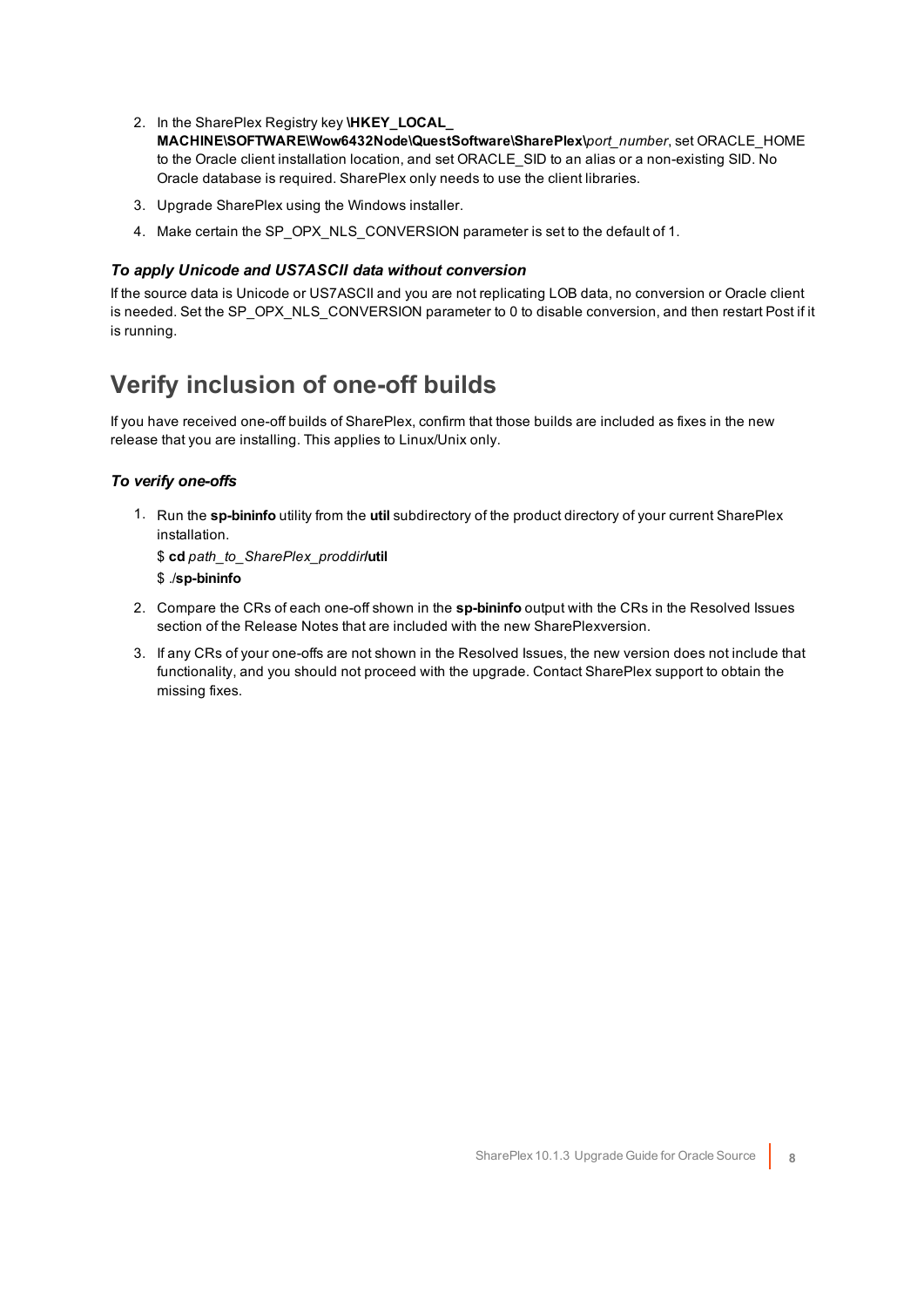2. In the SharePlex Registry key **\HKEY_LOCAL_MACHINE\SOFTWARE\Wow6432Node\QuestSoftware\SharePlex\\***port_number*, set ORACLE_HOME to the Oracle client installation location, and set ORACLE_SID to an alias or a non-existing SID. No Oracle database is required. SharePlex only needs to use the client libraries.
3. Upgrade SharePlex using the Windows installer.
4. Make certain the SP_OPX_NLS_CONVERSION parameter is set to the default of 1.

#### *To apply Unicode and US7ASCII data without conversion*

If the source data is Unicode or US7ASCII and you are not replicating LOB data, no conversion or Oracle client is needed. Set the SP_OPX_NLS_CONVERSION parameter to 0 to disable conversion, and then restart Post if it is running.

## Verify inclusion of one-off builds

If you have received one-off builds of SharePlex, confirm that those builds are included as fixes in the new release that you are installing. This applies to Linux/Unix only.

#### *To verify one-offs*

1. Run the **sp-bininfo** utility from the **util** subdirectory of the product directory of your current SharePlex installation.

   $ **cd** *path_to_SharePlex_proddir***/util**

   $ ./**sp-bininfo**

2. Compare the CRs of each one-off shown in the **sp-bininfo** output with the CRs in the Resolved Issues section of the Release Notes that are included with the new SharePlexversion.
3. If any CRs of your one-offs are not shown in the Resolved Issues, the new version does not include that functionality, and you should not proceed with the upgrade. Contact SharePlex support to obtain the missing fixes.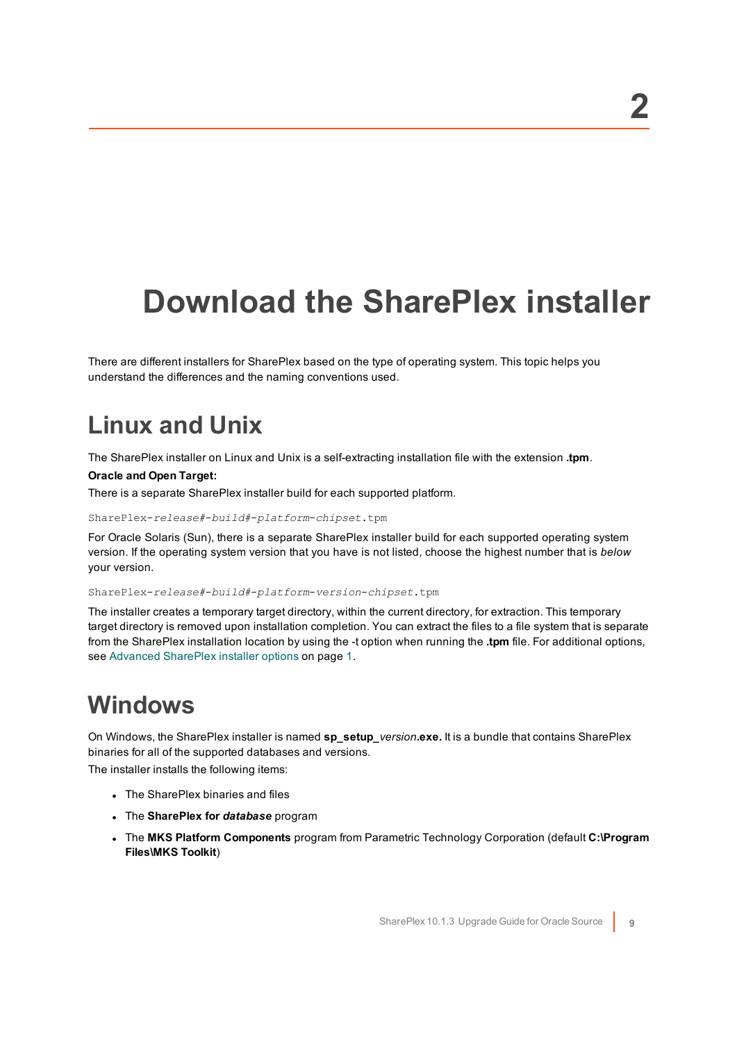2

# Download the SharePlex installer

There are different installers for SharePlex based on the type of operating system. This topic helps you understand the differences and the naming conventions used.

## Linux and Unix

The SharePlex installer on Linux and Unix is a self-extracting installation file with the extension **.tpm**.

**Oracle and Open Target:**

There is a separate SharePlex installer build for each supported platform.

```
SharePlex-release#-build#-platform-chipset.tpm
```

For Oracle Solaris (Sun), there is a separate SharePlex installer build for each supported operating system version. If the operating system version that you have is not listed, choose the highest number that is *below* your version.

```
SharePlex-release#-build#-platform-version-chipset.tpm
```

The installer creates a temporary target directory, within the current directory, for extraction. This temporary target directory is removed upon installation completion. You can extract the files to a file system that is separate from the SharePlex installation location by using the -t option when running the **.tpm** file. For additional options, see Advanced SharePlex installer options on page 1.

## Windows

On Windows, the SharePlex installer is named **sp_setup_***version***.exe.** It is a bundle that contains SharePlex binaries for all of the supported databases and versions.

The installer installs the following items:

- The SharePlex binaries and files
- The **SharePlex for *database*** program
- The **MKS Platform Components** program from Parametric Technology Corporation (default **C:\Program Files\MKS Toolkit**)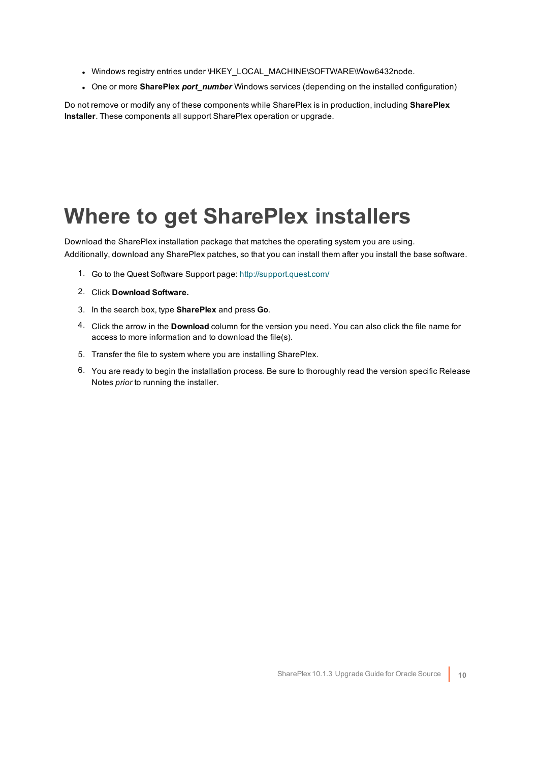- Windows registry entries under \HKEY_LOCAL_MACHINE\SOFTWARE\Wow6432node.
- One or more **SharePlex *port_number*** Windows services (depending on the installed configuration)

Do not remove or modify any of these components while SharePlex is in production, including **SharePlex Installer**. These components all support SharePlex operation or upgrade.

# Where to get SharePlex installers

Download the SharePlex installation package that matches the operating system you are using. Additionally, download any SharePlex patches, so that you can install them after you install the base software.

1. Go to the Quest Software Support page: http://support.quest.com/
2. Click **Download Software.**
3. In the search box, type **SharePlex** and press **Go**.
4. Click the arrow in the **Download** column for the version you need. You can also click the file name for access to more information and to download the file(s).
5. Transfer the file to system where you are installing SharePlex.
6. You are ready to begin the installation process. Be sure to thoroughly read the version specific Release Notes *prior* to running the installer.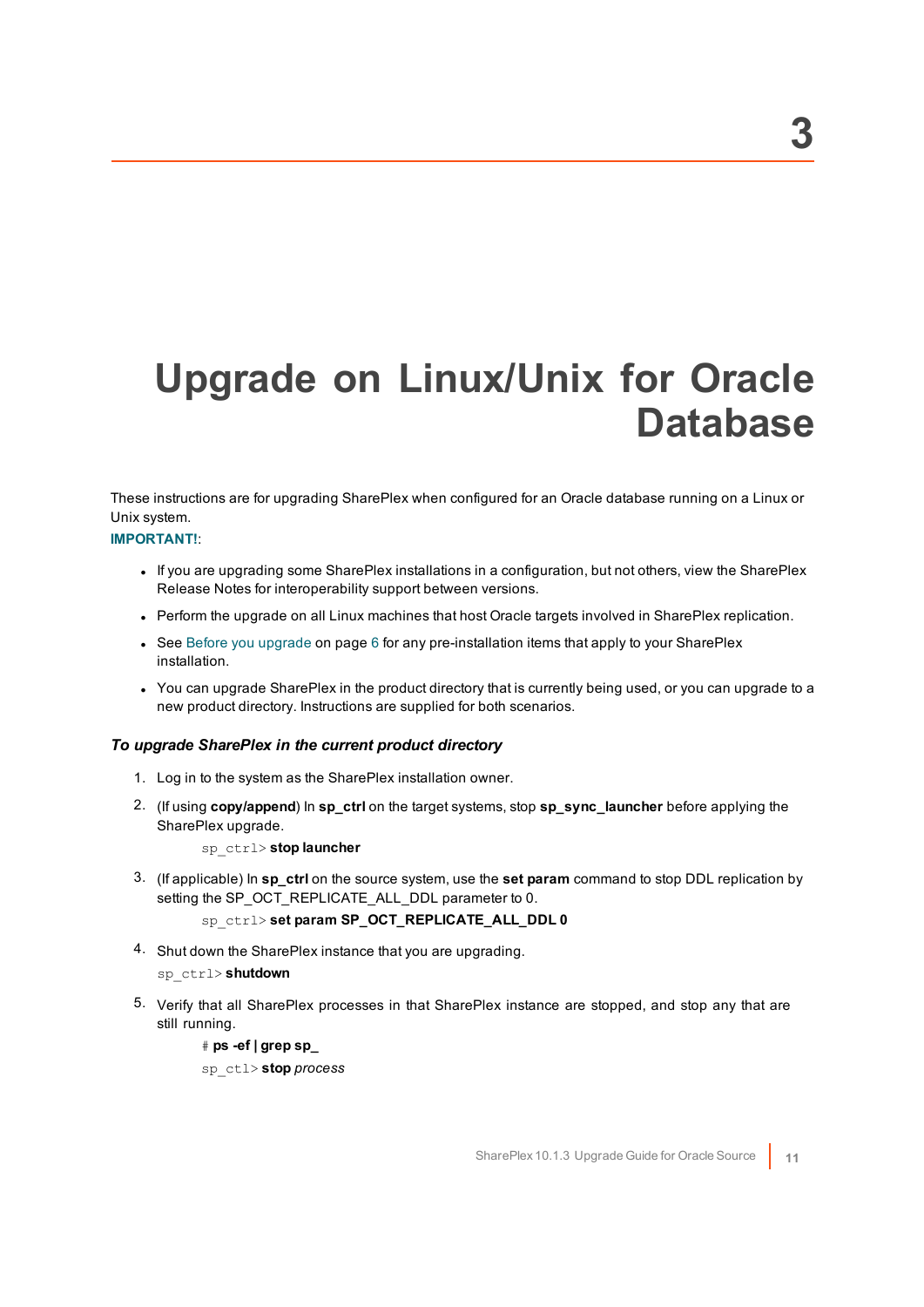# 3

# Upgrade on Linux/Unix for Oracle Database

These instructions are for upgrading SharePlex when configured for an Oracle database running on a Linux or Unix system.

**IMPORTANT!**:

- If you are upgrading some SharePlex installations in a configuration, but not others, view the SharePlex Release Notes for interoperability support between versions.
- Perform the upgrade on all Linux machines that host Oracle targets involved in SharePlex replication.
- See Before you upgrade on page 6 for any pre-installation items that apply to your SharePlex installation.
- You can upgrade SharePlex in the product directory that is currently being used, or you can upgrade to a new product directory. Instructions are supplied for both scenarios.

### *To upgrade SharePlex in the current product directory*

1. Log in to the system as the SharePlex installation owner.
2. (If using **copy/append**) In **sp_ctrl** on the target systems, stop **sp_sync_launcher** before applying the SharePlex upgrade.

   sp_ctrl> **stop launcher**

3. (If applicable) In **sp_ctrl** on the source system, use the **set param** command to stop DDL replication by setting the SP_OCT_REPLICATE_ALL_DDL parameter to 0.

   sp_ctrl> **set param SP_OCT_REPLICATE_ALL_DDL 0**

4. Shut down the SharePlex instance that you are upgrading.

   sp_ctrl> **shutdown**

5. Verify that all SharePlex processes in that SharePlex instance are stopped, and stop any that are still running.

   # **ps -ef | grep sp_**

   sp_ctl> **stop** *process*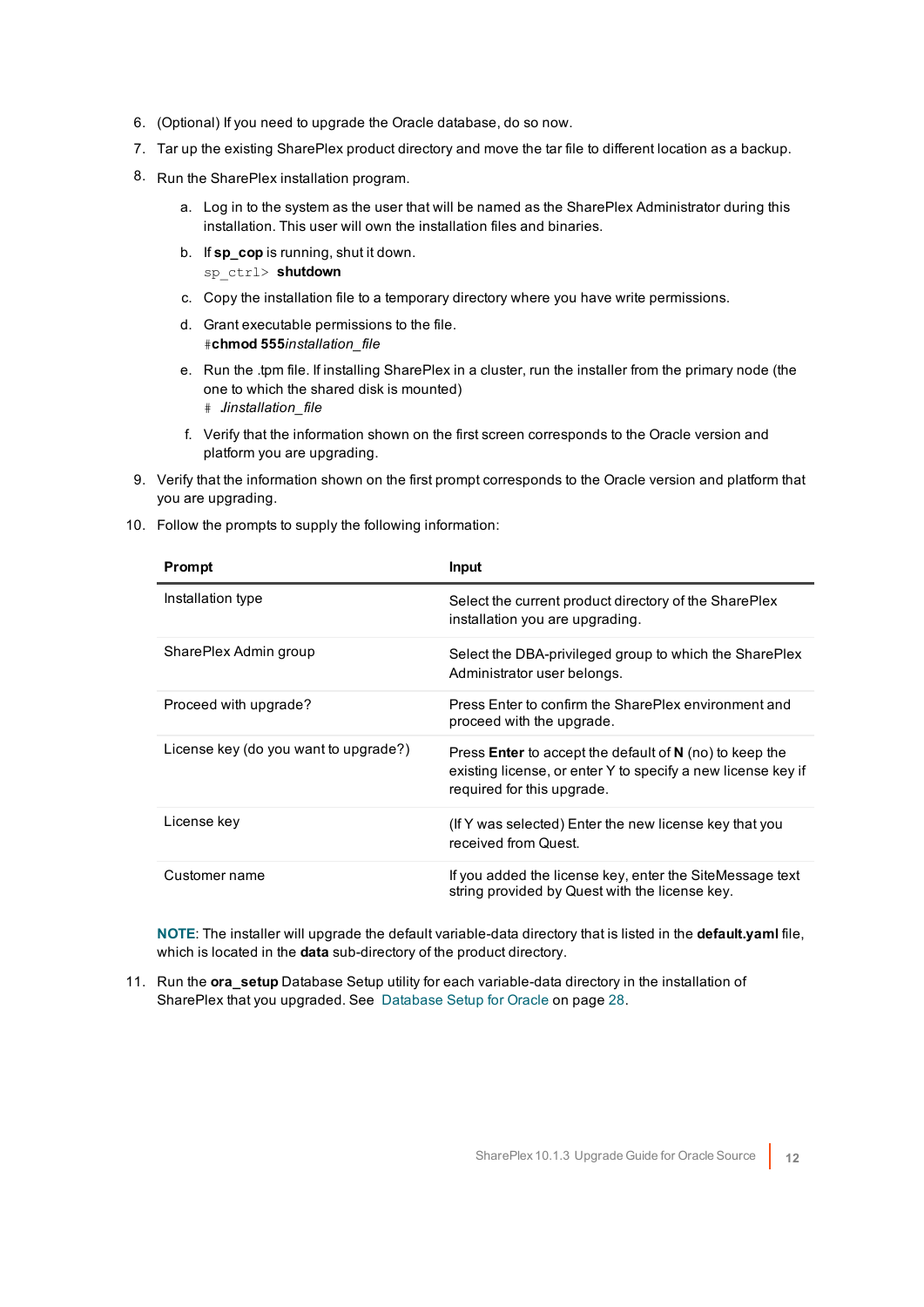6. (Optional) If you need to upgrade the Oracle database, do so now.
7. Tar up the existing SharePlex product directory and move the tar file to different location as a backup.
8. Run the SharePlex installation program.
   a. Log in to the system as the user that will be named as the SharePlex Administrator during this installation. This user will own the installation files and binaries.
   b. If **sp_cop** is running, shut it down.
      `sp_ctrl>` **shutdown**
   c. Copy the installation file to a temporary directory where you have write permissions.
   d. Grant executable permissions to the file.
      #**chmod 555***installation_file*
   e. Run the .tpm file. If installing SharePlex in a cluster, run the installer from the primary node (the one to which the shared disk is mounted)
      `#` *./installation_file*
   f. Verify that the information shown on the first screen corresponds to the Oracle version and platform you are upgrading.
9. Verify that the information shown on the first prompt corresponds to the Oracle version and platform that you are upgrading.
10. Follow the prompts to supply the following information:

| Prompt | Input |
|---|---|
| Installation type | Select the current product directory of the SharePlex installation you are upgrading. |
| SharePlex Admin group | Select the DBA-privileged group to which the SharePlex Administrator user belongs. |
| Proceed with upgrade? | Press Enter to confirm the SharePlex environment and proceed with the upgrade. |
| License key (do you want to upgrade?) | Press **Enter** to accept the default of **N** (no) to keep the existing license, or enter Y to specify a new license key if required for this upgrade. |
| License key | (If Y was selected) Enter the new license key that you received from Quest. |
| Customer name | If you added the license key, enter the SiteMessage text string provided by Quest with the license key. |

**NOTE**: The installer will upgrade the default variable-data directory that is listed in the **default.yaml** file, which is located in the **data** sub-directory of the product directory.

11. Run the **ora_setup** Database Setup utility for each variable-data directory in the installation of SharePlex that you upgraded. See Database Setup for Oracle on page 28.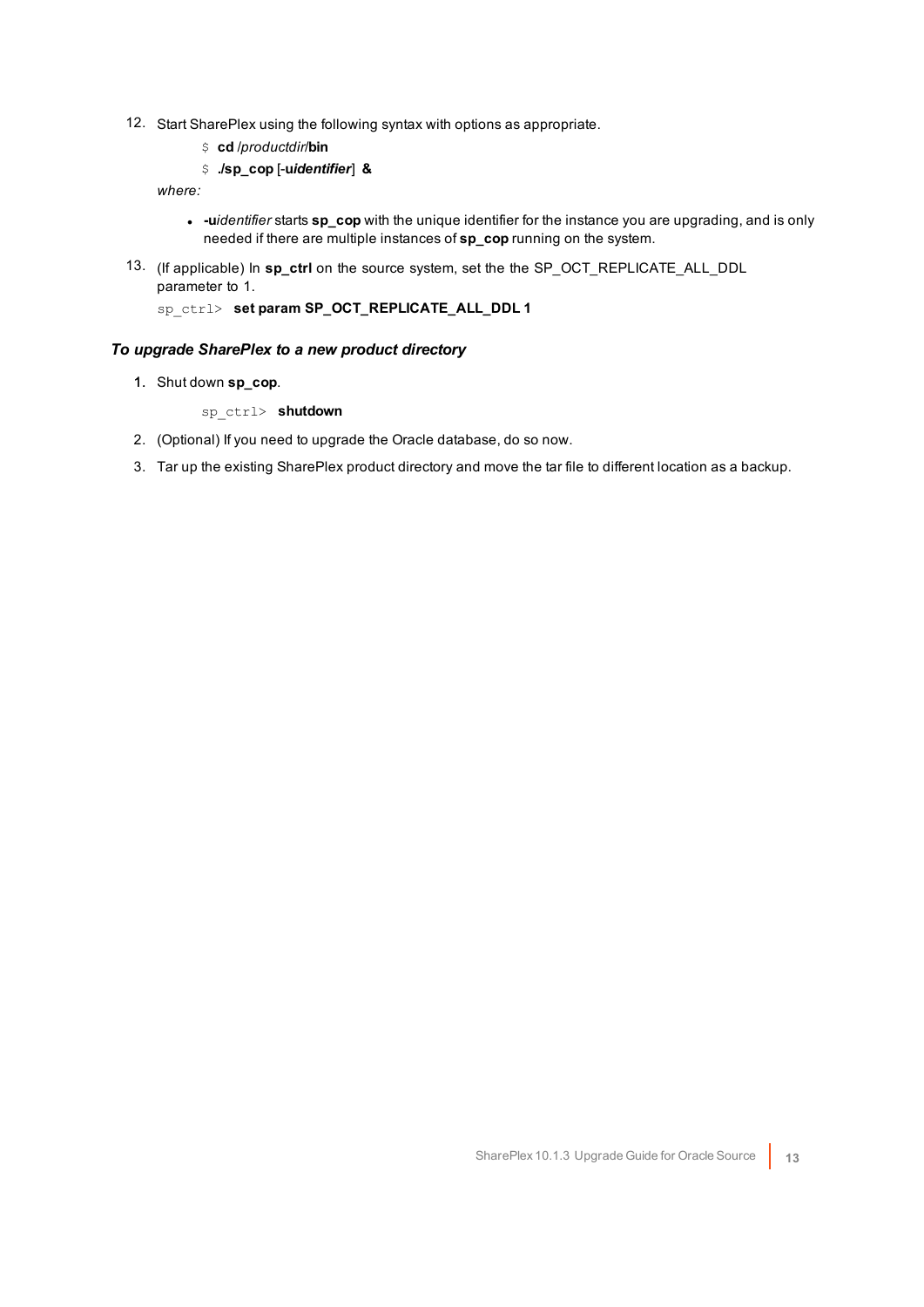12. Start SharePlex using the following syntax with options as appropriate.

    $ **cd** */productdir/***bin**

    $ **./sp_cop** [**-u***identifier*] **&**

    *where:*

    - **-u***identifier* starts **sp_cop** with the unique identifier for the instance you are upgrading, and is only needed if there are multiple instances of **sp_cop** running on the system.

13. (If applicable) In **sp_ctrl** on the source system, set the the SP_OCT_REPLICATE_ALL_DDL parameter to 1.

    sp_ctrl> **set param SP_OCT_REPLICATE_ALL_DDL 1**

### *To upgrade SharePlex to a new product directory*

1. Shut down **sp_cop**.

    sp_ctrl> **shutdown**

2. (Optional) If you need to upgrade the Oracle database, do so now.
3. Tar up the existing SharePlex product directory and move the tar file to different location as a backup.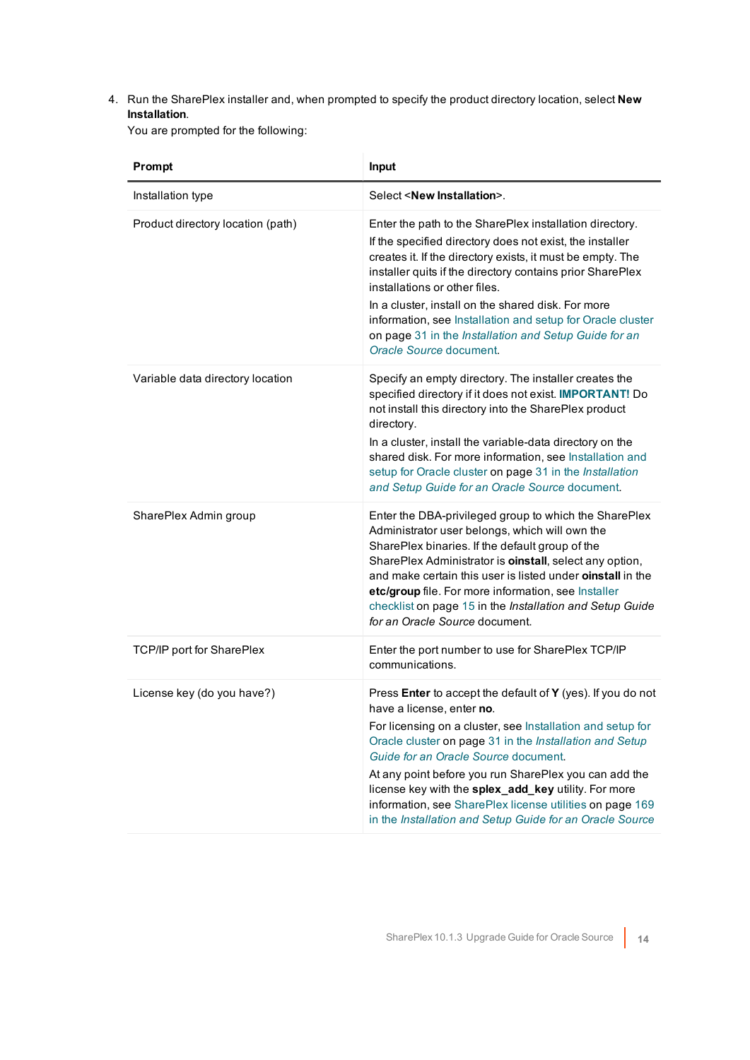4. Run the SharePlex installer and, when prompted to specify the product directory location, select **New Installation**.

   You are prompted for the following:

| Prompt | Input |
| --- | --- |
| Installation type | Select <**New Installation**>. |
| Product directory location (path) | Enter the path to the SharePlex installation directory.<br><br>If the specified directory does not exist, the installer creates it. If the directory exists, it must be empty. The installer quits if the directory contains prior SharePlex installations or other files.<br><br>In a cluster, install on the shared disk. For more information, see Installation and setup for Oracle cluster on page 31 in the *Installation and Setup Guide for an Oracle Source* document. |
| Variable data directory location | Specify an empty directory. The installer creates the specified directory if it does not exist. **IMPORTANT!** Do not install this directory into the SharePlex product directory.<br><br>In a cluster, install the variable-data directory on the shared disk. For more information, see Installation and setup for Oracle cluster on page 31 in the *Installation and Setup Guide for an Oracle Source* document. |
| SharePlex Admin group | Enter the DBA-privileged group to which the SharePlex Administrator user belongs, which will own the SharePlex binaries. If the default group of the SharePlex Administrator is **oinstall**, select any option, and make certain this user is listed under **oinstall** in the **etc/group** file. For more information, see Installer checklist on page 15 in the *Installation and Setup Guide for an Oracle Source* document. |
| TCP/IP port for SharePlex | Enter the port number to use for SharePlex TCP/IP communications. |
| License key (do you have?) | Press **Enter** to accept the default of **Y** (yes). If you do not have a license, enter **no**.<br><br>For licensing on a cluster, see Installation and setup for Oracle cluster on page 31 in the *Installation and Setup Guide for an Oracle Source* document.<br><br>At any point before you run SharePlex you can add the license key with the **splex_add_key** utility. For more information, see SharePlex license utilities on page 169 in the *Installation and Setup Guide for an Oracle Source* |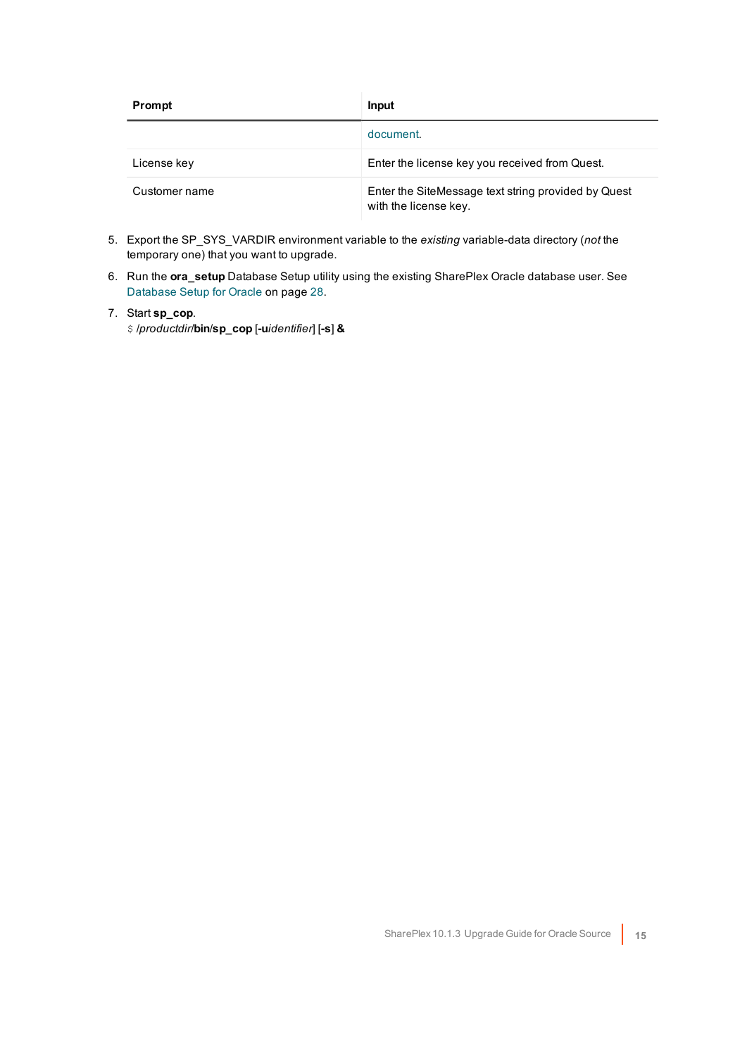| Prompt | Input |
| --- | --- |
| | document. |
| License key | Enter the license key you received from Quest. |
| Customer name | Enter the SiteMessage text string provided by Quest with the license key. |

5. Export the SP_SYS_VARDIR environment variable to the *existing* variable-data directory (*not* the temporary one) that you want to upgrade.
6. Run the **ora_setup** Database Setup utility using the existing SharePlex Oracle database user. See Database Setup for Oracle on page 28.
7. Start **sp_cop**.
   $ /*productdir*/**bin**/**sp_cop** [**-u***identifier*] [**-s**] **&**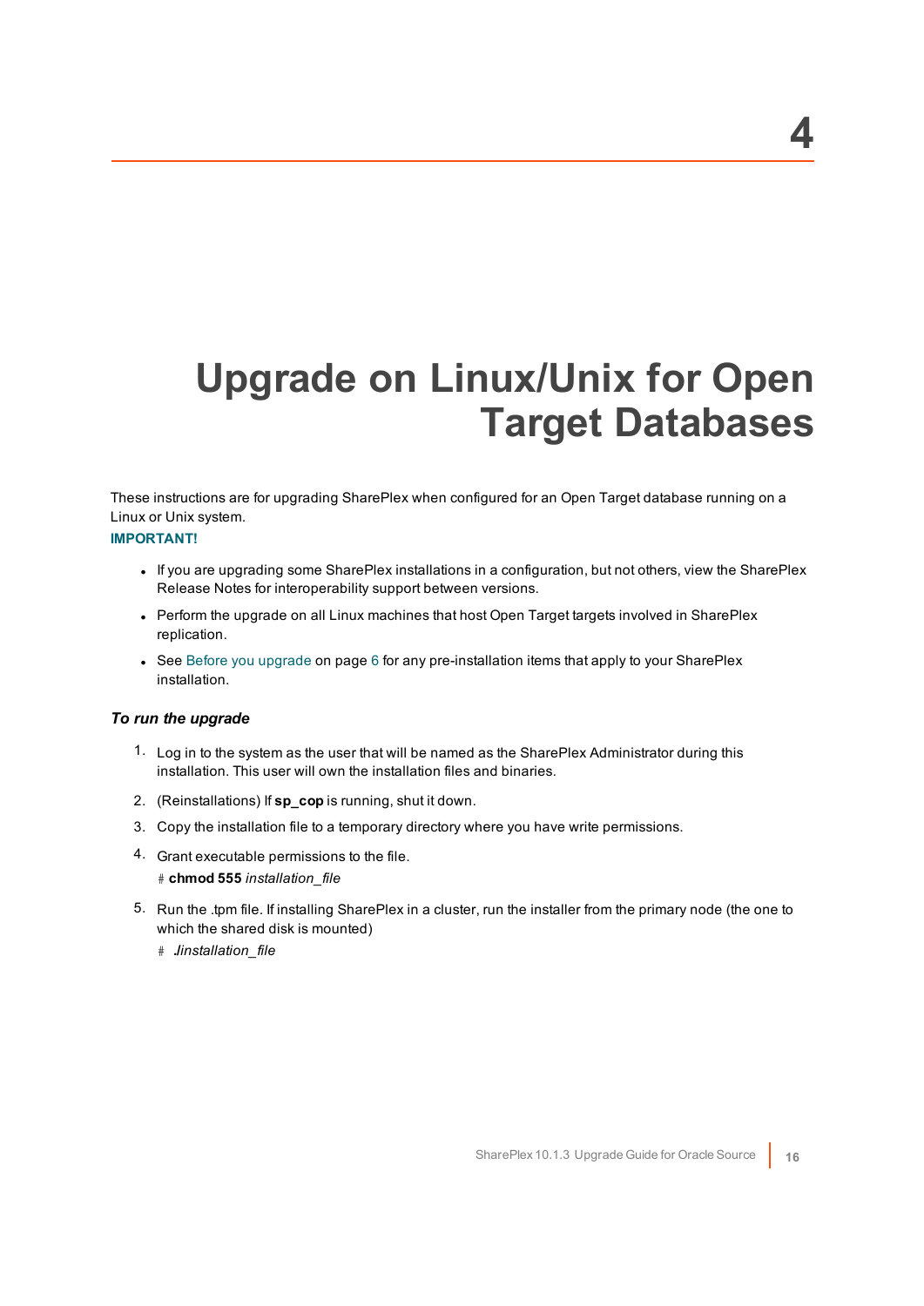# 4

# Upgrade on Linux/Unix for Open Target Databases

These instructions are for upgrading SharePlex when configured for an Open Target database running on a Linux or Unix system.

**IMPORTANT!**

- If you are upgrading some SharePlex installations in a configuration, but not others, view the SharePlex Release Notes for interoperability support between versions.
- Perform the upgrade on all Linux machines that host Open Target targets involved in SharePlex replication.
- See Before you upgrade on page 6 for any pre-installation items that apply to your SharePlex installation.

### *To run the upgrade*

1. Log in to the system as the user that will be named as the SharePlex Administrator during this installation. This user will own the installation files and binaries.
2. (Reinstallations) If **sp_cop** is running, shut it down.
3. Copy the installation file to a temporary directory where you have write permissions.
4. Grant executable permissions to the file.

   `#` **chmod 555** *installation_file*

5. Run the .tpm file. If installing SharePlex in a cluster, run the installer from the primary node (the one to which the shared disk is mounted)

   `#` *./installation_file*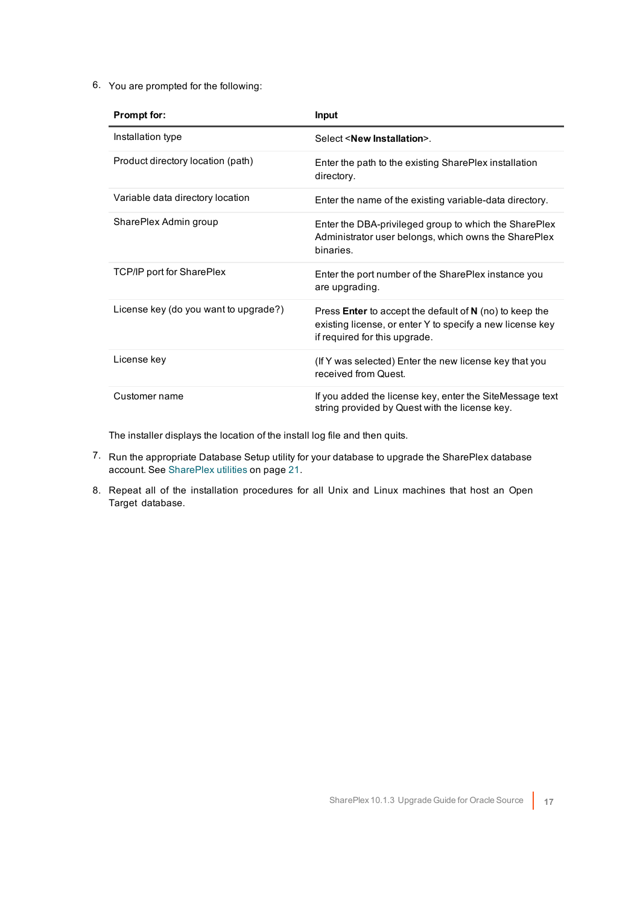6. You are prompted for the following:

| Prompt for: | Input |
| --- | --- |
| Installation type | Select <**New Installation**>. |
| Product directory location (path) | Enter the path to the existing SharePlex installation directory. |
| Variable data directory location | Enter the name of the existing variable-data directory. |
| SharePlex Admin group | Enter the DBA-privileged group to which the SharePlex Administrator user belongs, which owns the SharePlex binaries. |
| TCP/IP port for SharePlex | Enter the port number of the SharePlex instance you are upgrading. |
| License key (do you want to upgrade?) | Press **Enter** to accept the default of **N** (no) to keep the existing license, or enter Y to specify a new license key if required for this upgrade. |
| License key | (If Y was selected) Enter the new license key that you received from Quest. |
| Customer name | If you added the license key, enter the SiteMessage text string provided by Quest with the license key. |

The installer displays the location of the install log file and then quits.

7. Run the appropriate Database Setup utility for your database to upgrade the SharePlex database account. See SharePlex utilities on page 21.

8. Repeat all of the installation procedures for all Unix and Linux machines that host an Open Target database.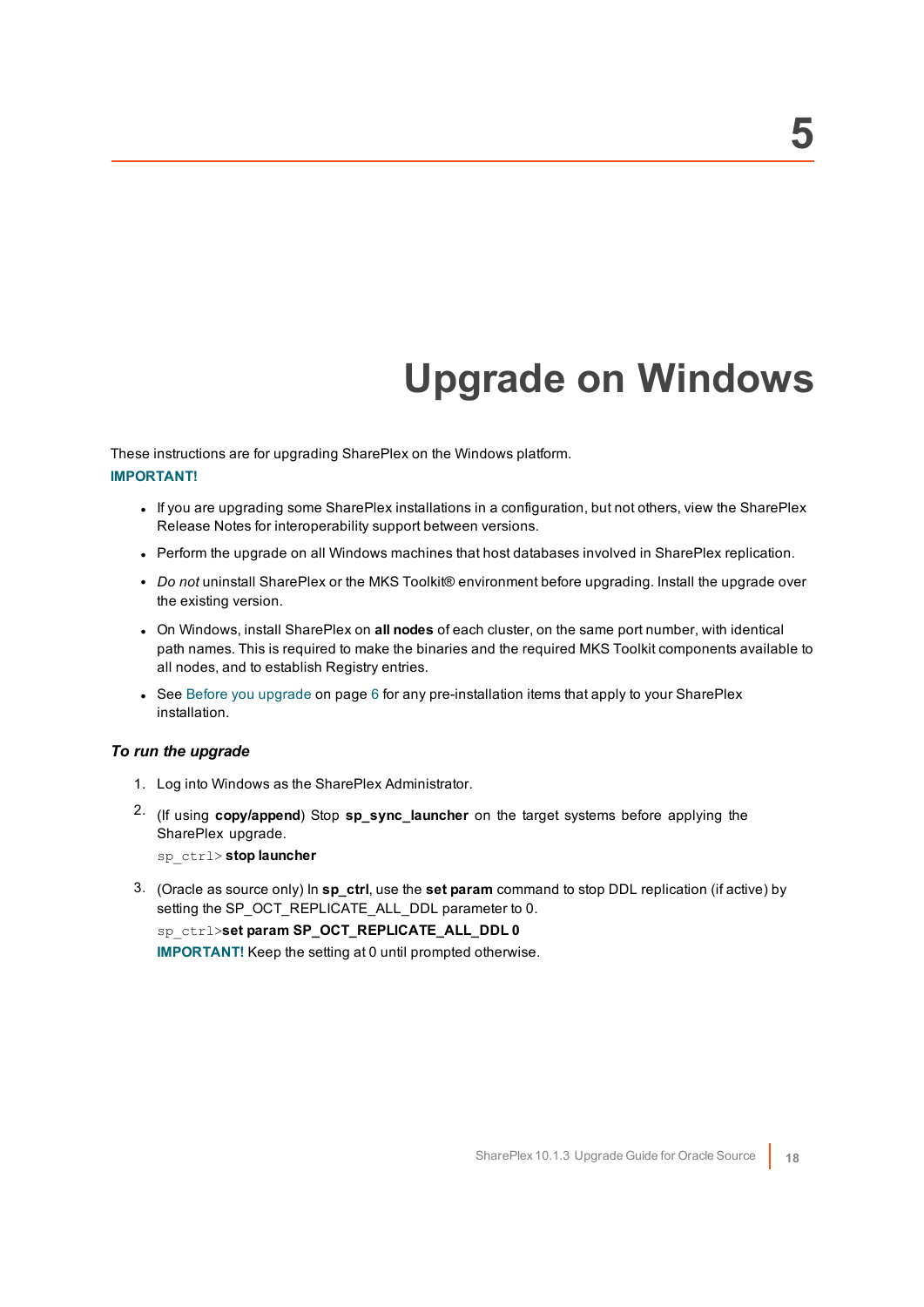# 5

# Upgrade on Windows

These instructions are for upgrading SharePlex on the Windows platform.

**IMPORTANT!**

- If you are upgrading some SharePlex installations in a configuration, but not others, view the SharePlex Release Notes for interoperability support between versions.
- Perform the upgrade on all Windows machines that host databases involved in SharePlex replication.
- *Do not* uninstall SharePlex or the MKS Toolkit® environment before upgrading. Install the upgrade over the existing version.
- On Windows, install SharePlex on **all nodes** of each cluster, on the same port number, with identical path names. This is required to make the binaries and the required MKS Toolkit components available to all nodes, and to establish Registry entries.
- See Before you upgrade on page 6 for any pre-installation items that apply to your SharePlex installation.

### *To run the upgrade*

1. Log into Windows as the SharePlex Administrator.
2. (If using **copy/append**) Stop **sp_sync_launcher** on the target systems before applying the SharePlex upgrade.

   `sp_ctrl>` **stop launcher**

3. (Oracle as source only) In **sp_ctrl**, use the **set param** command to stop DDL replication (if active) by setting the SP_OCT_REPLICATE_ALL_DDL parameter to 0.

   `sp_ctrl>`**set param SP_OCT_REPLICATE_ALL_DDL 0**

   **IMPORTANT!** Keep the setting at 0 until prompted otherwise.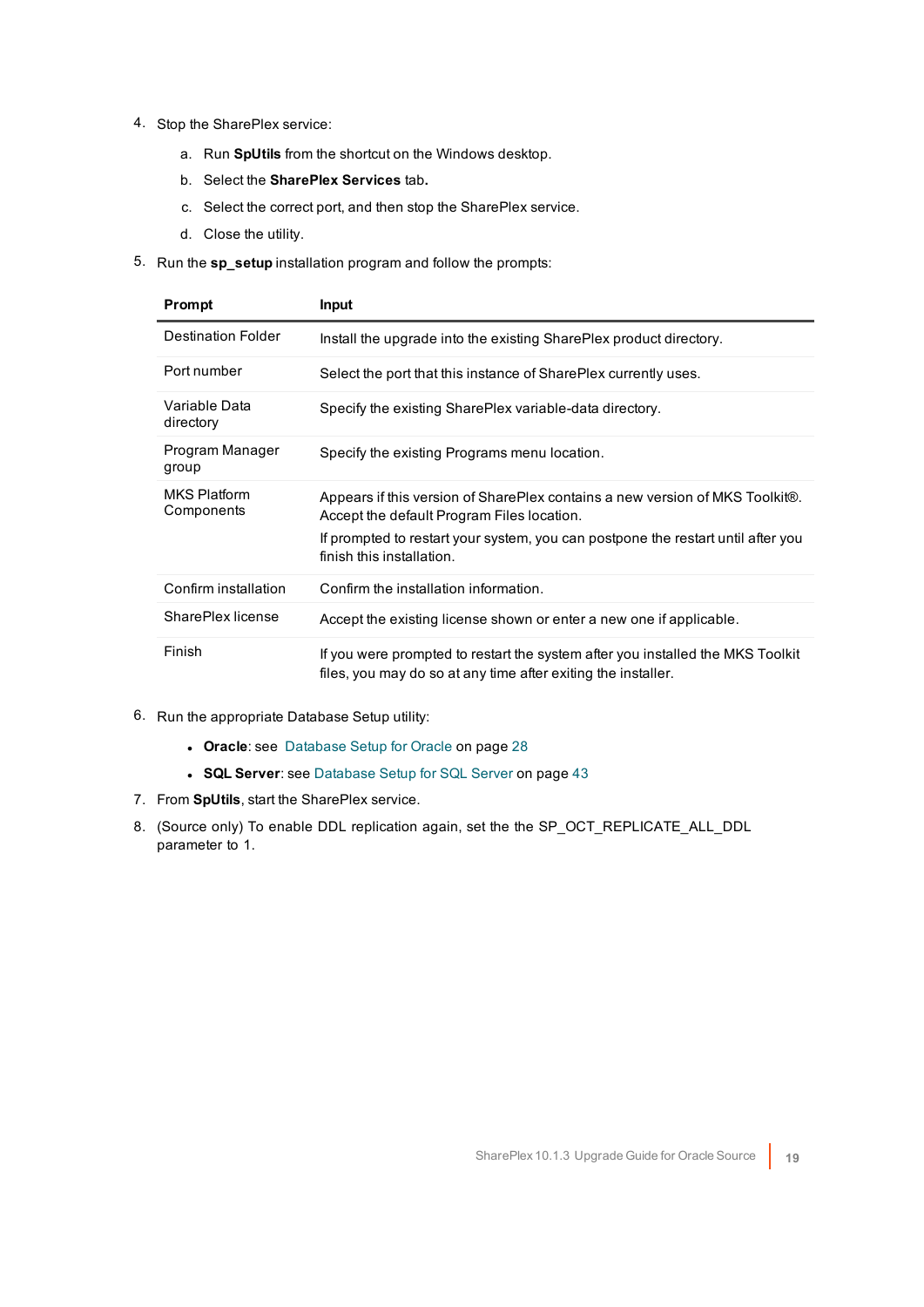4. Stop the SharePlex service:

   a. Run **SpUtils** from the shortcut on the Windows desktop.

   b. Select the **SharePlex Services** tab.

   c. Select the correct port, and then stop the SharePlex service.

   d. Close the utility.

5. Run the **sp_setup** installation program and follow the prompts:

| Prompt | Input |
|---|---|
| Destination Folder | Install the upgrade into the existing SharePlex product directory. |
| Port number | Select the port that this instance of SharePlex currently uses. |
| Variable Data directory | Specify the existing SharePlex variable-data directory. |
| Program Manager group | Specify the existing Programs menu location. |
| MKS Platform Components | Appears if this version of SharePlex contains a new version of MKS Toolkit®. Accept the default Program Files location.<br>If prompted to restart your system, you can postpone the restart until after you finish this installation. |
| Confirm installation | Confirm the installation information. |
| SharePlex license | Accept the existing license shown or enter a new one if applicable. |
| Finish | If you were prompted to restart the system after you installed the MKS Toolkit files, you may do so at any time after exiting the installer. |

6. Run the appropriate Database Setup utility:

   - **Oracle**: see Database Setup for Oracle on page 28
   - **SQL Server**: see Database Setup for SQL Server on page 43

7. From **SpUtils**, start the SharePlex service.

8. (Source only) To enable DDL replication again, set the the SP_OCT_REPLICATE_ALL_DDL parameter to 1.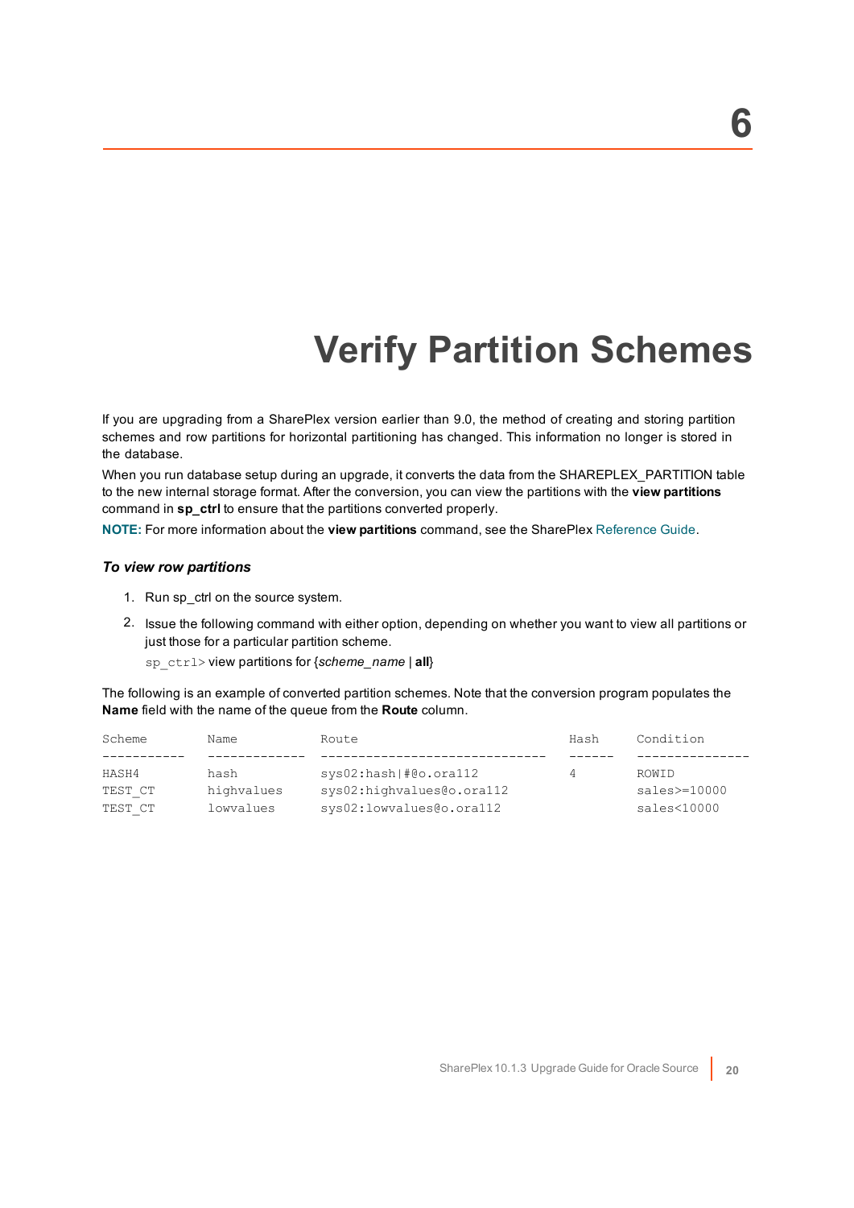# 6

# Verify Partition Schemes

If you are upgrading from a SharePlex version earlier than 9.0, the method of creating and storing partition schemes and row partitions for horizontal partitioning has changed. This information no longer is stored in the database.

When you run database setup during an upgrade, it converts the data from the SHAREPLEX_PARTITION table to the new internal storage format. After the conversion, you can view the partitions with the **view partitions** command in **sp_ctrl** to ensure that the partitions converted properly.

**NOTE:** For more information about the **view partitions** command, see the SharePlex Reference Guide.

### *To view row partitions*

1. Run sp_ctrl on the source system.
2. Issue the following command with either option, depending on whether you want to view all partitions or just those for a particular partition scheme.

   `sp_ctrl>` view partitions for {*scheme_name* | **all**}

The following is an example of converted partition schemes. Note that the conversion program populates the **Name** field with the name of the queue from the **Route** column.

```
Scheme       Name           Route                           Hash    Condition
-----------  -------------  ------------------------------  ------  ---------------
HASH4        hash           sys02:hash|#@o.ora112           4       ROWID
TEST_CT      highvalues     sys02:highvalues@o.ora112               sales>=10000
TEST_CT      lowvalues      sys02:lowvalues@o.ora112                sales<10000
```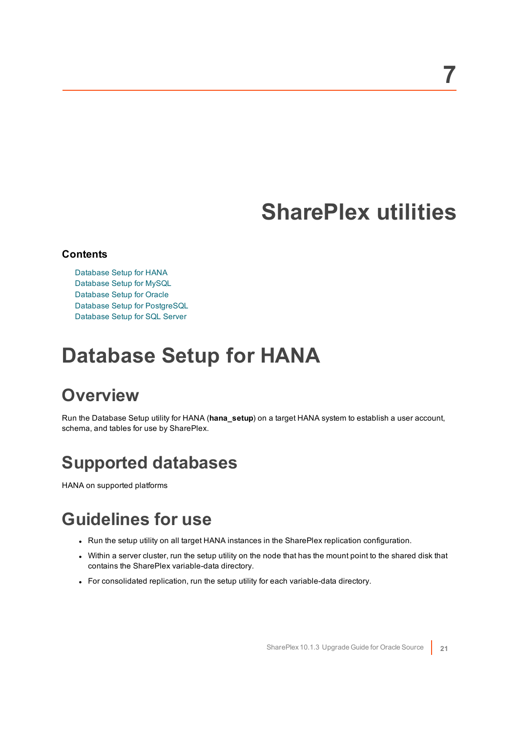# 7

# SharePlex utilities

**Contents**

- Database Setup for HANA
- Database Setup for MySQL
- Database Setup for Oracle
- Database Setup for PostgreSQL
- Database Setup for SQL Server

# Database Setup for HANA

## Overview

Run the Database Setup utility for HANA (**hana_setup**) on a target HANA system to establish a user account, schema, and tables for use by SharePlex.

## Supported databases

HANA on supported platforms

## Guidelines for use

- Run the setup utility on all target HANA instances in the SharePlex replication configuration.
- Within a server cluster, run the setup utility on the node that has the mount point to the shared disk that contains the SharePlex variable-data directory.
- For consolidated replication, run the setup utility for each variable-data directory.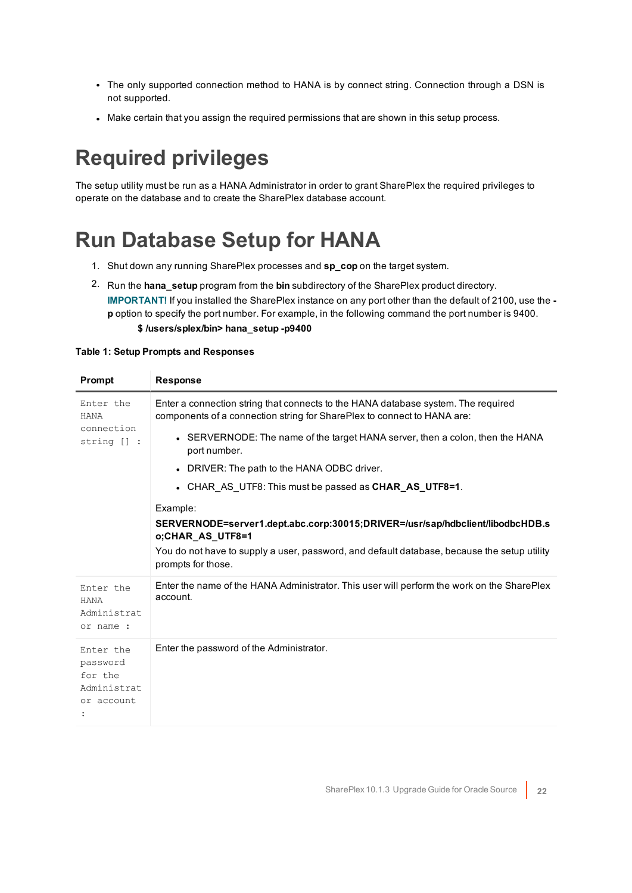- The only supported connection method to HANA is by connect string. Connection through a DSN is not supported.
- Make certain that you assign the required permissions that are shown in this setup process.

# Required privileges

The setup utility must be run as a HANA Administrator in order to grant SharePlex the required privileges to operate on the database and to create the SharePlex database account.

# Run Database Setup for HANA

1. Shut down any running SharePlex processes and **sp_cop** on the target system.
2. Run the **hana_setup** program from the **bin** subdirectory of the SharePlex product directory.

   **IMPORTANT!** If you installed the SharePlex instance on any port other than the default of 2100, use the **-p** option to specify the port number. For example, in the following command the port number is 9400.

   **$ /users/splex/bin> hana_setup -p9400**

**Table 1: Setup Prompts and Responses**

| Prompt | Response |
|---|---|
| `Enter the HANA connection string [] :` | Enter a connection string that connects to the HANA database system. The required components of a connection string for SharePlex to connect to HANA are:<br>• SERVERNODE: The name of the target HANA server, then a colon, then the HANA port number.<br>• DRIVER: The path to the HANA ODBC driver.<br>• CHAR_AS_UTF8: This must be passed as **CHAR_AS_UTF8=1**.<br><br>Example:<br>**SERVERNODE=server1.dept.abc.corp:30015;DRIVER=/usr/sap/hdbclient/libodbcHDB.so;CHAR_AS_UTF8=1**<br>You do not have to supply a user, password, and default database, because the setup utility prompts for those. |
| `Enter the HANA Administrator name :` | Enter the name of the HANA Administrator. This user will perform the work on the SharePlex account. |
| `Enter the password for the Administrator account :` | Enter the password of the Administrator. |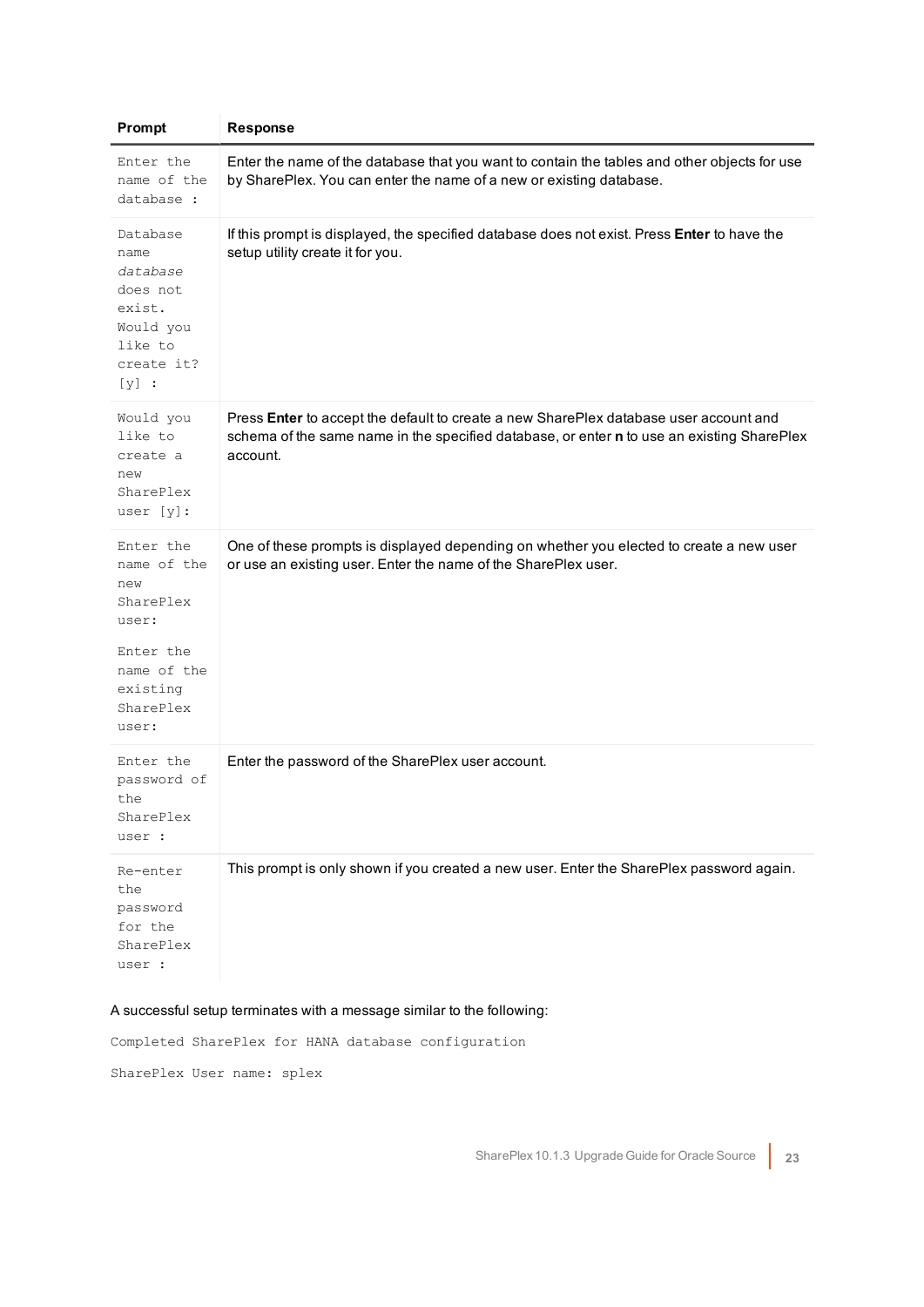| Prompt | Response |
| --- | --- |
| `Enter the name of the database :` | Enter the name of the database that you want to contain the tables and other objects for use by SharePlex. You can enter the name of a new or existing database. |
| `Database name` *`database`* `does not exist. Would you like to create it? [y] :` | If this prompt is displayed, the specified database does not exist. Press **Enter** to have the setup utility create it for you. |
| `Would you like to create a new SharePlex user [y]:` | Press **Enter** to accept the default to create a new SharePlex database user account and schema of the same name in the specified database, or enter **n** to use an existing SharePlex account. |
| `Enter the name of the new SharePlex user:` <br><br> `Enter the name of the existing SharePlex user:` | One of these prompts is displayed depending on whether you elected to create a new user or use an existing user. Enter the name of the SharePlex user. |
| `Enter the password of the SharePlex user :` | Enter the password of the SharePlex user account. |
| `Re-enter the password for the SharePlex user :` | This prompt is only shown if you created a new user. Enter the SharePlex password again. |

A successful setup terminates with a message similar to the following:

```
Completed SharePlex for HANA database configuration

SharePlex User name: splex
```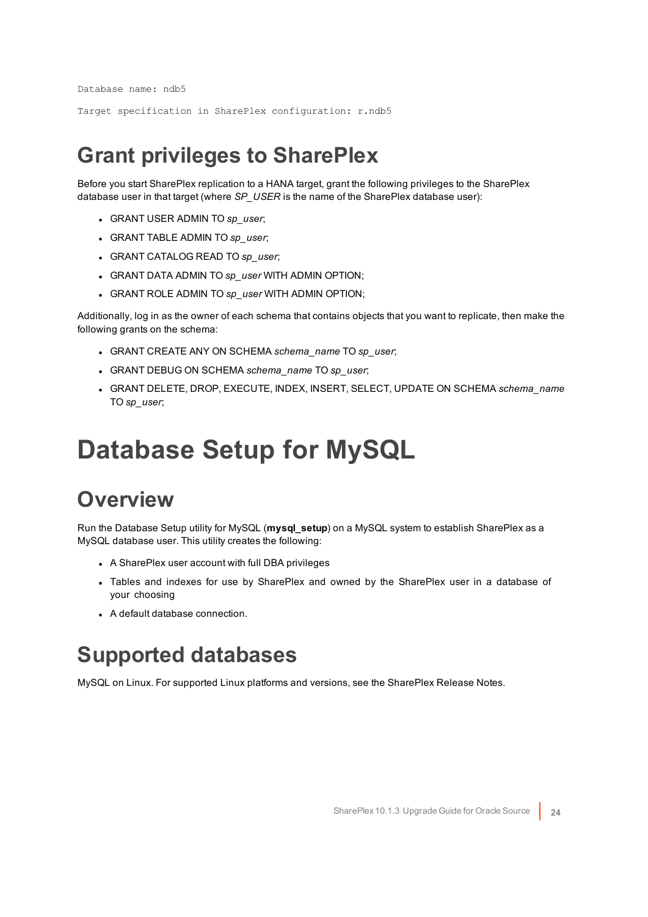```
Database name: ndb5

Target specification in SharePlex configuration: r.ndb5
```

## Grant privileges to SharePlex

Before you start SharePlex replication to a HANA target, grant the following privileges to the SharePlex database user in that target (where *SP_USER* is the name of the SharePlex database user):

- GRANT USER ADMIN TO *sp_user*;
- GRANT TABLE ADMIN TO *sp_user*;
- GRANT CATALOG READ TO *sp_user*;
- GRANT DATA ADMIN TO *sp_user* WITH ADMIN OPTION;
- GRANT ROLE ADMIN TO *sp_user* WITH ADMIN OPTION;

Additionally, log in as the owner of each schema that contains objects that you want to replicate, then make the following grants on the schema:

- GRANT CREATE ANY ON SCHEMA *schema_name* TO *sp_user*;
- GRANT DEBUG ON SCHEMA *schema_name* TO *sp_user*;
- GRANT DELETE, DROP, EXECUTE, INDEX, INSERT, SELECT, UPDATE ON SCHEMA *schema_name* TO *sp_user*;

# Database Setup for MySQL

## Overview

Run the Database Setup utility for MySQL (**mysql_setup**) on a MySQL system to establish SharePlex as a MySQL database user. This utility creates the following:

- A SharePlex user account with full DBA privileges
- Tables and indexes for use by SharePlex and owned by the SharePlex user in a database of your choosing
- A default database connection.

## Supported databases

MySQL on Linux. For supported Linux platforms and versions, see the SharePlex Release Notes.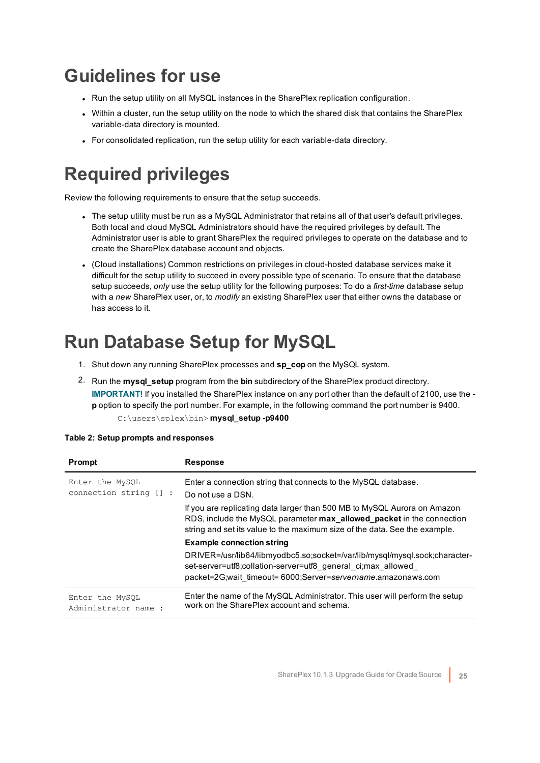# Guidelines for use

- Run the setup utility on all MySQL instances in the SharePlex replication configuration.
- Within a cluster, run the setup utility on the node to which the shared disk that contains the SharePlex variable-data directory is mounted.
- For consolidated replication, run the setup utility for each variable-data directory.

# Required privileges

Review the following requirements to ensure that the setup succeeds.

- The setup utility must be run as a MySQL Administrator that retains all of that user's default privileges. Both local and cloud MySQL Administrators should have the required privileges by default. The Administrator user is able to grant SharePlex the required privileges to operate on the database and to create the SharePlex database account and objects.
- (Cloud installations) Common restrictions on privileges in cloud-hosted database services make it difficult for the setup utility to succeed in every possible type of scenario. To ensure that the database setup succeeds, *only* use the setup utility for the following purposes: To do a *first-time* database setup with a *new* SharePlex user, or, to *modify* an existing SharePlex user that either owns the database or has access to it.

# Run Database Setup for MySQL

1. Shut down any running SharePlex processes and **sp_cop** on the MySQL system.
2. Run the **mysql_setup** program from the **bin** subdirectory of the SharePlex product directory.

   **IMPORTANT!** If you installed the SharePlex instance on any port other than the default of 2100, use the **-p** option to specify the port number. For example, in the following command the port number is 9400.

   ```
   C:\users\splex\bin> mysql_setup -p9400
   ```

**Table 2: Setup prompts and responses**

| Prompt | Response |
|---|---|
| `Enter the MySQL connection string [] :` | Enter a connection string that connects to the MySQL database.<br>Do not use a DSN.<br>If you are replicating data larger than 500 MB to MySQL Aurora on Amazon RDS, include the MySQL parameter **max_allowed_packet** in the connection string and set its value to the maximum size of the data. See the example.<br>**Example connection string**<br>DRIVER=/usr/lib64/libmyodbc5.so;socket=/var/lib/mysql/mysql.sock;character-set-server=utf8;collation-server=utf8_general_ci;max_allowed_packet=2G;wait_timeout= 6000;Server=*servername*.amazonaws.com |
| `Enter the MySQL Administrator name :` | Enter the name of the MySQL Administrator. This user will perform the setup work on the SharePlex account and schema. |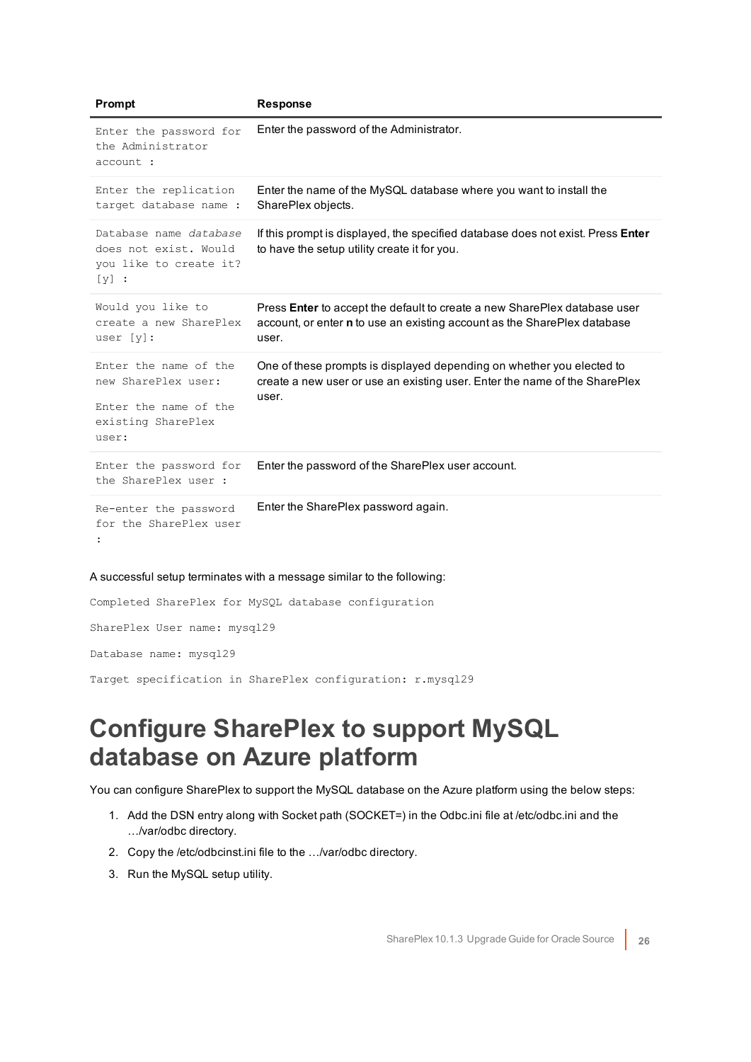| Prompt | Response |
| --- | --- |
| `Enter the password for the Administrator account :` | Enter the password of the Administrator. |
| `Enter the replication target database name :` | Enter the name of the MySQL database where you want to install the SharePlex objects. |
| `Database name` *`database`* `does not exist. Would you like to create it? [y] :` | If this prompt is displayed, the specified database does not exist. Press **Enter** to have the setup utility create it for you. |
| `Would you like to create a new SharePlex user [y]:` | Press **Enter** to accept the default to create a new SharePlex database user account, or enter **n** to use an existing account as the SharePlex database user. |
| `Enter the name of the new SharePlex user:` `Enter the name of the existing SharePlex user:` | One of these prompts is displayed depending on whether you elected to create a new user or use an existing user. Enter the name of the SharePlex user. |
| `Enter the password for the SharePlex user :` | Enter the password of the SharePlex user account. |
| `Re-enter the password for the SharePlex user :` | Enter the SharePlex password again. |

A successful setup terminates with a message similar to the following:

```
Completed SharePlex for MySQL database configuration

SharePlex User name: mysql29

Database name: mysql29

Target specification in SharePlex configuration: r.mysql29
```

# Configure SharePlex to support MySQL database on Azure platform

You can configure SharePlex to support the MySQL database on the Azure platform using the below steps:

1. Add the DSN entry along with Socket path (SOCKET=) in the Odbc.ini file at /etc/odbc.ini and the …/var/odbc directory.
2. Copy the /etc/odbcinst.ini file to the …/var/odbc directory.
3. Run the MySQL setup utility.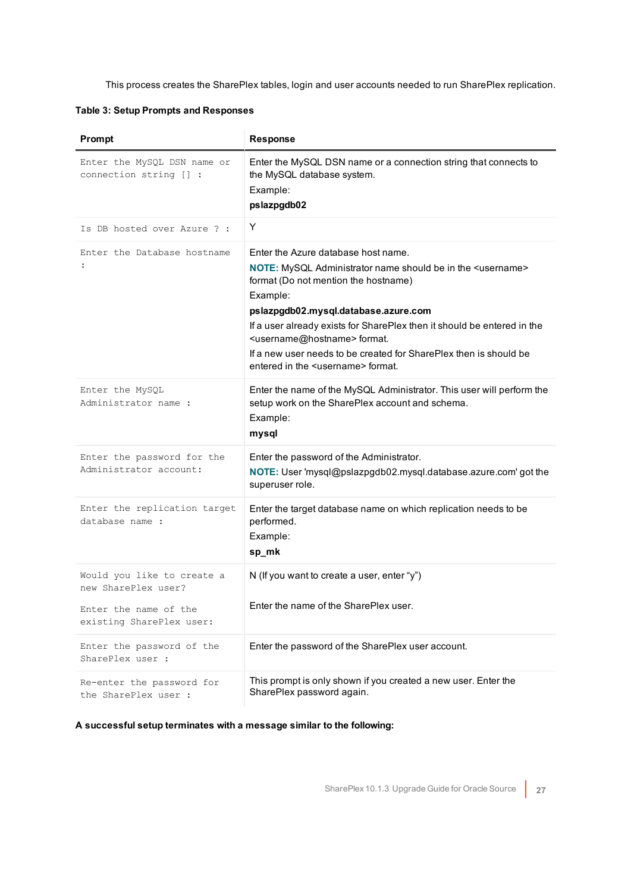This process creates the SharePlex tables, login and user accounts needed to run SharePlex replication.

**Table 3: Setup Prompts and Responses**

| Prompt | Response |
| --- | --- |
| `Enter the MySQL DSN name or connection string [] :` | Enter the MySQL DSN name or a connection string that connects to the MySQL database system.<br>Example:<br>**pslazpgdb02** |
| `Is DB hosted over Azure ? :` | Y |
| `Enter the Database hostname :` | Enter the Azure database host name.<br>**NOTE:** MySQL Administrator name should be in the <username> format (Do not mention the hostname)<br>Example:<br>**pslazpgdb02.mysql.database.azure.com**<br>If a user already exists for SharePlex then it should be entered in the <username@hostname> format.<br>If a new user needs to be created for SharePlex then is should be entered in the <username> format. |
| `Enter the MySQL Administrator name :` | Enter the name of the MySQL Administrator. This user will perform the setup work on the SharePlex account and schema.<br>Example:<br>**mysql** |
| `Enter the password for the Administrator account:` | Enter the password of the Administrator.<br>**NOTE:** User 'mysql@pslazpgdb02.mysql.database.azure.com' got the superuser role. |
| `Enter the replication target database name :` | Enter the target database name on which replication needs to be performed.<br>Example:<br>**sp_mk** |
| `Would you like to create a new SharePlex user?`<br><br>`Enter the name of the existing SharePlex user:` | N (If you want to create a user, enter "y")<br><br>Enter the name of the SharePlex user. |
| `Enter the password of the SharePlex user :` | Enter the password of the SharePlex user account. |
| `Re-enter the password for the SharePlex user :` | This prompt is only shown if you created a new user. Enter the SharePlex password again. |

**A successful setup terminates with a message similar to the following:**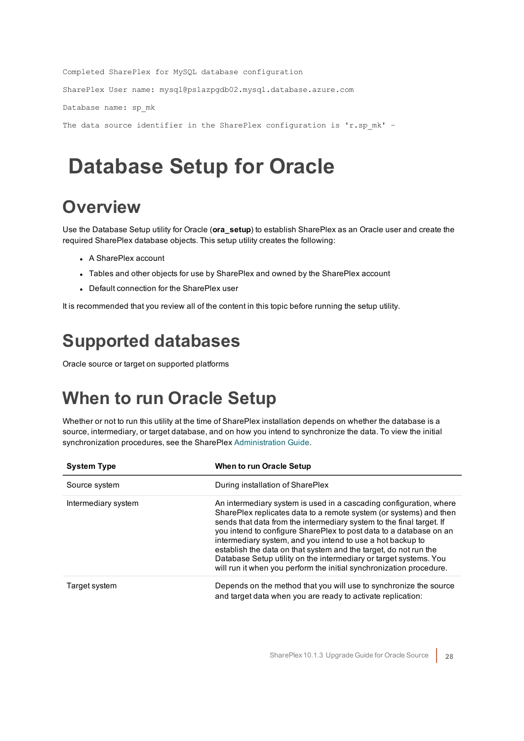```
Completed SharePlex for MySQL database configuration

SharePlex User name: mysql@pslazpgdb02.mysql.database.azure.com

Database name: sp_mk

The data source identifier in the SharePlex configuration is 'r.sp_mk' -
```

# Database Setup for Oracle

## Overview

Use the Database Setup utility for Oracle (**ora_setup**) to establish SharePlex as an Oracle user and create the required SharePlex database objects. This setup utility creates the following:

- A SharePlex account
- Tables and other objects for use by SharePlex and owned by the SharePlex account
- Default connection for the SharePlex user

It is recommended that you review all of the content in this topic before running the setup utility.

## Supported databases

Oracle source or target on supported platforms

## When to run Oracle Setup

Whether or not to run this utility at the time of SharePlex installation depends on whether the database is a source, intermediary, or target database, and on how you intend to synchronize the data. To view the initial synchronization procedures, see the SharePlex Administration Guide.

| System Type | When to run Oracle Setup |
| --- | --- |
| Source system | During installation of SharePlex |
| Intermediary system | An intermediary system is used in a cascading configuration, where SharePlex replicates data to a remote system (or systems) and then sends that data from the intermediary system to the final target. If you intend to configure SharePlex to post data to a database on an intermediary system, and you intend to use a hot backup to establish the data on that system and the target, do not run the Database Setup utility on the intermediary or target systems. You will run it when you perform the initial synchronization procedure. |
| Target system | Depends on the method that you will use to synchronize the source and target data when you are ready to activate replication: |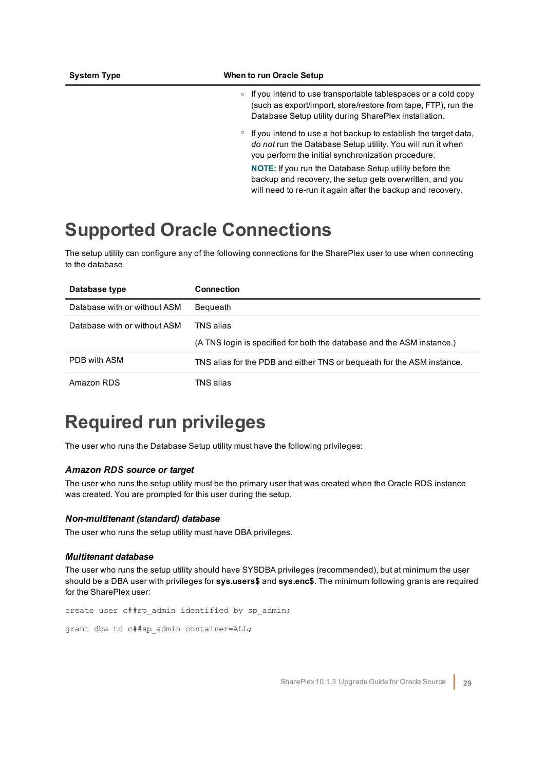| System Type | When to run Oracle Setup |
| --- | --- |
| | ◦ If you intend to use transportable tablespaces or a cold copy (such as export/import, store/restore from tape, FTP), run the Database Setup utility during SharePlex installation.<br><br>◦ If you intend to use a hot backup to establish the target data, *do not* run the Database Setup utility. You will run it when you perform the initial synchronization procedure.<br><br>**NOTE:** If you run the Database Setup utility before the backup and recovery, the setup gets overwritten, and you will need to re-run it again after the backup and recovery. |

# Supported Oracle Connections

The setup utility can configure any of the following connections for the SharePlex user to use when connecting to the database.

| Database type | Connection |
| --- | --- |
| Database with or without ASM | Bequeath |
| Database with or without ASM | TNS alias<br><br>(A TNS login is specified for both the database and the ASM instance.) |
| PDB with ASM | TNS alias for the PDB and either TNS or bequeath for the ASM instance. |
| Amazon RDS | TNS alias |

# Required run privileges

The user who runs the Database Setup utility must have the following privileges:

### *Amazon RDS source or target*

The user who runs the setup utility must be the primary user that was created when the Oracle RDS instance was created. You are prompted for this user during the setup.

### *Non-multitenant (standard) database*

The user who runs the setup utility must have DBA privileges.

### *Multitenant database*

The user who runs the setup utility should have SYSDBA privileges (recommended), but at minimum the user should be a DBA user with privileges for **sys.users$** and **sys.enc$**. The minimum following grants are required for the SharePlex user:

```
create user c##sp_admin identified by sp_admin;

grant dba to c##sp_admin container=ALL;
```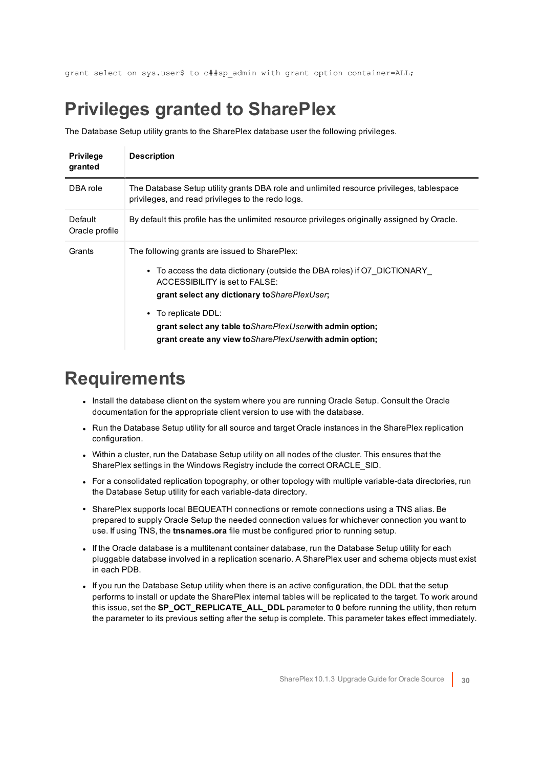```
grant select on sys.user$ to c##sp_admin with grant option container=ALL;
```

# Privileges granted to SharePlex

The Database Setup utility grants to the SharePlex database user the following privileges.

| Privilege granted | Description |
|---|---|
| DBA role | The Database Setup utility grants DBA role and unlimited resource privileges, tablespace privileges, and read privileges to the redo logs. |
| Default Oracle profile | By default this profile has the unlimited resource privileges originally assigned by Oracle. |
| Grants | The following grants are issued to SharePlex:<br>• To access the data dictionary (outside the DBA roles) if O7_DICTIONARY_ACCESSIBILITY is set to FALSE:<br>**grant select any dictionary to***SharePlexUser*;<br>• To replicate DDL:<br>**grant select any table to***SharePlexUser***with admin option;**<br>**grant create any view to***SharePlexUser***with admin option;** |

# Requirements

- Install the database client on the system where you are running Oracle Setup. Consult the Oracle documentation for the appropriate client version to use with the database.
- Run the Database Setup utility for all source and target Oracle instances in the SharePlex replication configuration.
- Within a cluster, run the Database Setup utility on all nodes of the cluster. This ensures that the SharePlex settings in the Windows Registry include the correct ORACLE_SID.
- For a consolidated replication topography, or other topology with multiple variable-data directories, run the Database Setup utility for each variable-data directory.
- SharePlex supports local BEQUEATH connections or remote connections using a TNS alias. Be prepared to supply Oracle Setup the needed connection values for whichever connection you want to use. If using TNS, the **tnsnames.ora** file must be configured prior to running setup.
- If the Oracle database is a multitenant container database, run the Database Setup utility for each pluggable database involved in a replication scenario. A SharePlex user and schema objects must exist in each PDB.
- If you run the Database Setup utility when there is an active configuration, the DDL that the setup performs to install or update the SharePlex internal tables will be replicated to the target. To work around this issue, set the **SP_OCT_REPLICATE_ALL_DDL** parameter to **0** before running the utility, then return the parameter to its previous setting after the setup is complete. This parameter takes effect immediately.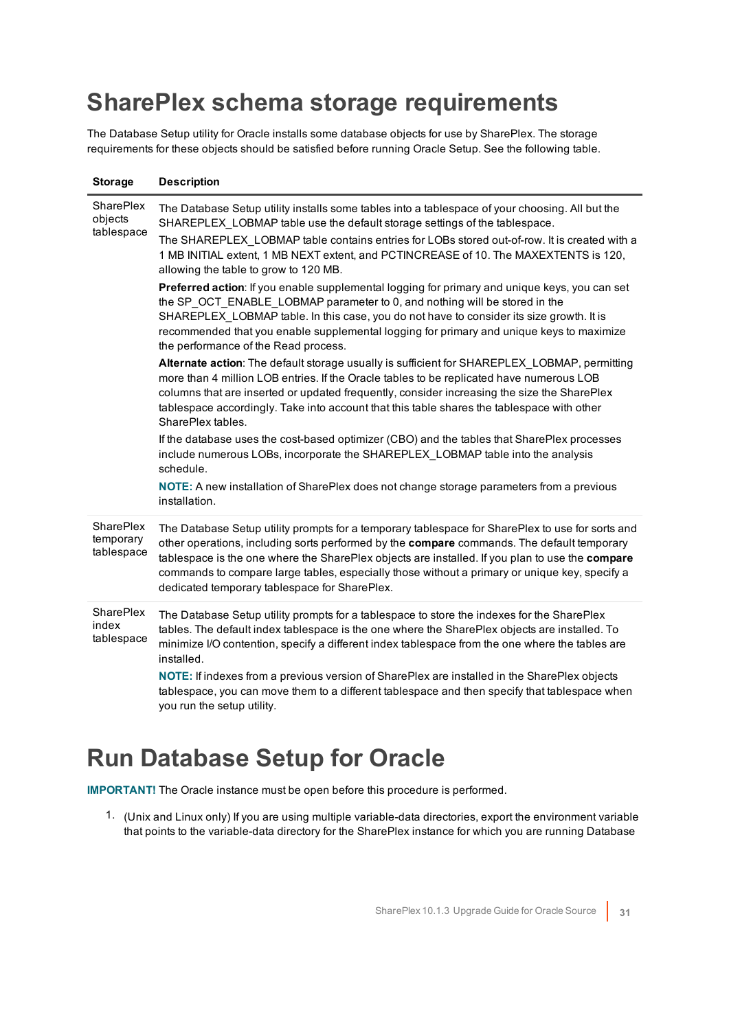# SharePlex schema storage requirements

The Database Setup utility for Oracle installs some database objects for use by SharePlex. The storage requirements for these objects should be satisfied before running Oracle Setup. See the following table.

| Storage | Description |
| --- | --- |
| SharePlex objects tablespace | The Database Setup utility installs some tables into a tablespace of your choosing. All but the SHAREPLEX_LOBMAP table use the default storage settings of the tablespace.<br><br>The SHAREPLEX_LOBMAP table contains entries for LOBs stored out-of-row. It is created with a 1 MB INITIAL extent, 1 MB NEXT extent, and PCTINCREASE of 10. The MAXEXTENTS is 120, allowing the table to grow to 120 MB.<br><br>**Preferred action**: If you enable supplemental logging for primary and unique keys, you can set the SP_OCT_ENABLE_LOBMAP parameter to 0, and nothing will be stored in the SHAREPLEX_LOBMAP table. In this case, you do not have to consider its size growth. It is recommended that you enable supplemental logging for primary and unique keys to maximize the performance of the Read process.<br><br>**Alternate action**: The default storage usually is sufficient for SHAREPLEX_LOBMAP, permitting more than 4 million LOB entries. If the Oracle tables to be replicated have numerous LOB columns that are inserted or updated frequently, consider increasing the size the SharePlex tablespace accordingly. Take into account that this table shares the tablespace with other SharePlex tables.<br><br>If the database uses the cost-based optimizer (CBO) and the tables that SharePlex processes include numerous LOBs, incorporate the SHAREPLEX_LOBMAP table into the analysis schedule.<br><br>**NOTE:** A new installation of SharePlex does not change storage parameters from a previous installation. |
| SharePlex temporary tablespace | The Database Setup utility prompts for a temporary tablespace for SharePlex to use for sorts and other operations, including sorts performed by the **compare** commands. The default temporary tablespace is the one where the SharePlex objects are installed. If you plan to use the **compare** commands to compare large tables, especially those without a primary or unique key, specify a dedicated temporary tablespace for SharePlex. |
| SharePlex index tablespace | The Database Setup utility prompts for a tablespace to store the indexes for the SharePlex tables. The default index tablespace is the one where the SharePlex objects are installed. To minimize I/O contention, specify a different index tablespace from the one where the tables are installed.<br><br>**NOTE:** If indexes from a previous version of SharePlex are installed in the SharePlex objects tablespace, you can move them to a different tablespace and then specify that tablespace when you run the setup utility. |

# Run Database Setup for Oracle

**IMPORTANT!** The Oracle instance must be open before this procedure is performed.

1. (Unix and Linux only) If you are using multiple variable-data directories, export the environment variable that points to the variable-data directory for the SharePlex instance for which you are running Database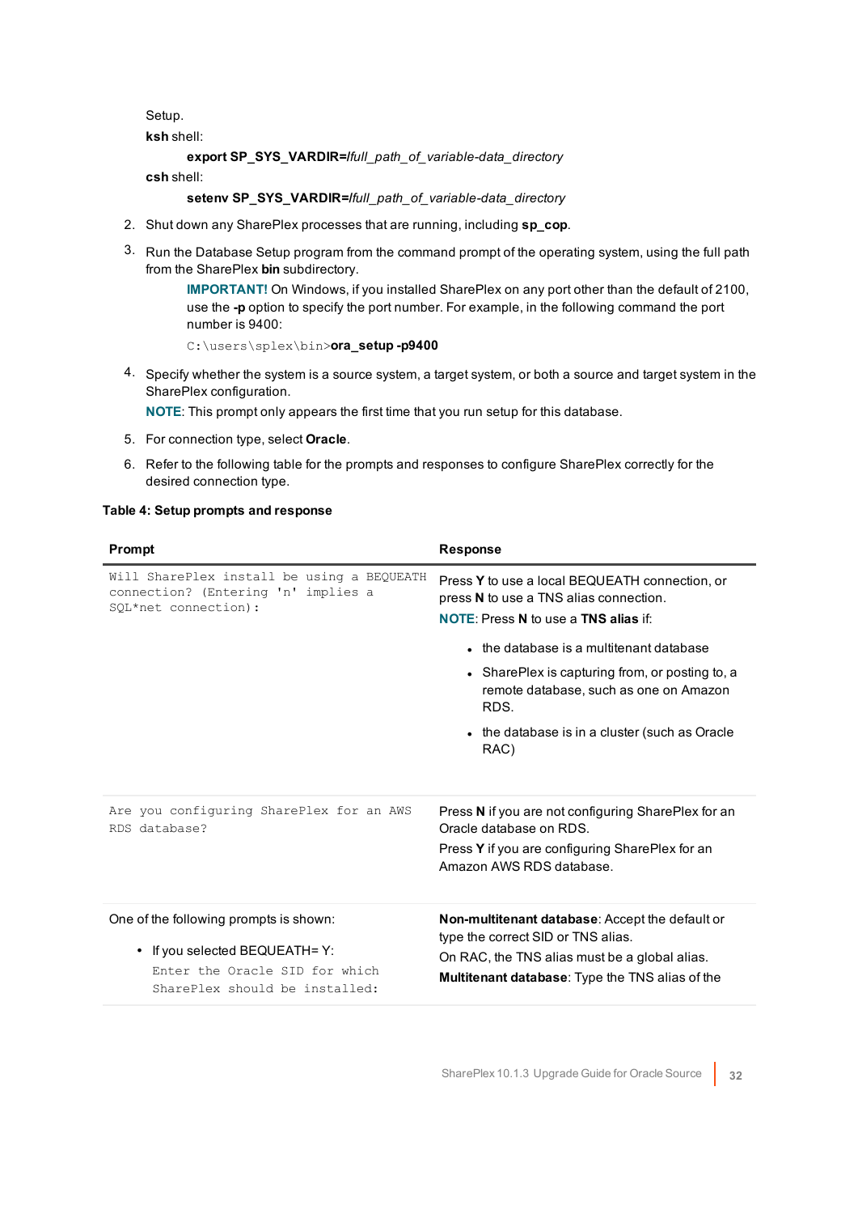Setup.

**ksh** shell:

> **export SP_SYS_VARDIR=/***full_path_of_variable-data_directory*

**csh** shell:

> **setenv SP_SYS_VARDIR=/***full_path_of_variable-data_directory*

2. Shut down any SharePlex processes that are running, including **sp_cop**.

3. Run the Database Setup program from the command prompt of the operating system, using the full path from the SharePlex **bin** subdirectory.

   > **IMPORTANT!** On Windows, if you installed SharePlex on any port other than the default of 2100, use the **-p** option to specify the port number. For example, in the following command the port number is 9400:
   >
   > `C:\users\splex\bin>`**ora_setup -p9400**

4. Specify whether the system is a source system, a target system, or both a source and target system in the SharePlex configuration.

   **NOTE**: This prompt only appears the first time that you run setup for this database.

5. For connection type, select **Oracle**.

6. Refer to the following table for the prompts and responses to configure SharePlex correctly for the desired connection type.

**Table 4: Setup prompts and response**

| Prompt | Response |
|---|---|
| `Will SharePlex install be using a BEQUEATH connection? (Entering 'n' implies a SQL*net connection):` | Press **Y** to use a local BEQUEATH connection, or press **N** to use a TNS alias connection.<br>**NOTE**: Press **N** to use a **TNS alias** if:<br>• the database is a multitenant database<br>• SharePlex is capturing from, or posting to, a remote database, such as one on Amazon RDS.<br>• the database is in a cluster (such as Oracle RAC) |
| `Are you configuring SharePlex for an AWS RDS database?` | Press **N** if you are not configuring SharePlex for an Oracle database on RDS.<br>Press **Y** if you are configuring SharePlex for an Amazon AWS RDS database. |
| One of the following prompts is shown:<br>• If you selected BEQUEATH= Y:<br>`Enter the Oracle SID for which SharePlex should be installed:` | **Non-multitenant database**: Accept the default or type the correct SID or TNS alias.<br>On RAC, the TNS alias must be a global alias.<br>**Multitenant database**: Type the TNS alias of the |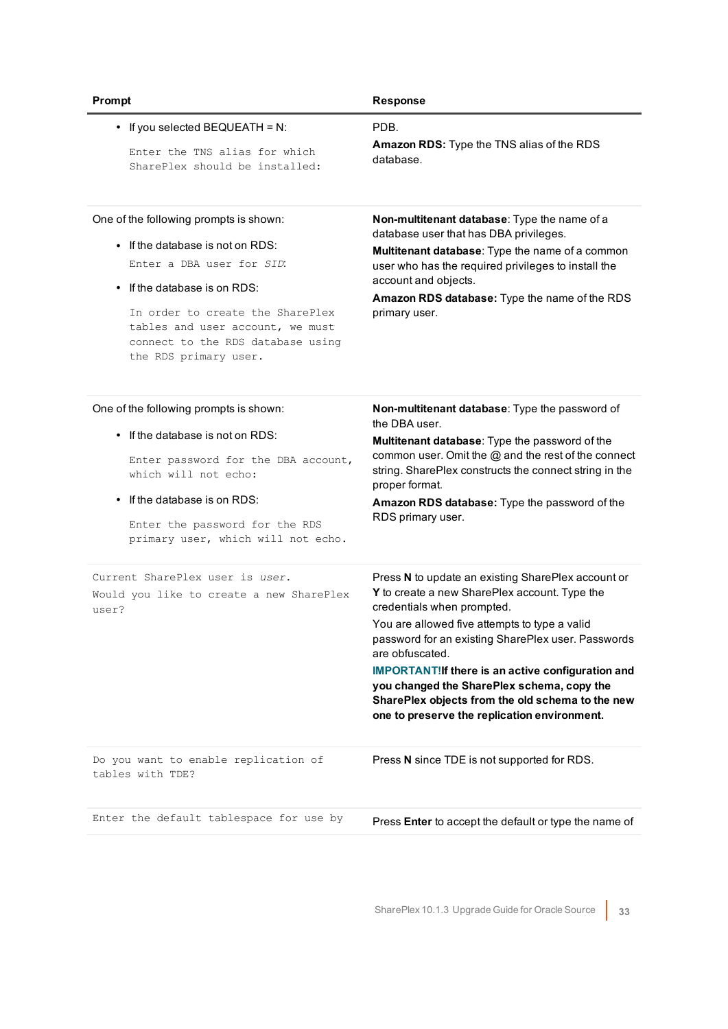| Prompt | Response |
| --- | --- |
| • If you selected BEQUEATH = N:<br><br>`Enter the TNS alias for which SharePlex should be installed:` | PDB.<br><br>**Amazon RDS:** Type the TNS alias of the RDS database. |
| One of the following prompts is shown:<br><br>• If the database is not on RDS:<br><br>`Enter a DBA user for` *`SID`*`:`<br><br>• If the database is on RDS:<br><br>`In order to create the SharePlex tables and user account, we must connect to the RDS database using the RDS primary user.` | **Non-multitenant database**: Type the name of a database user that has DBA privileges.<br><br>**Multitenant database**: Type the name of a common user who has the required privileges to install the account and objects.<br><br>**Amazon RDS database:** Type the name of the RDS primary user. |
| One of the following prompts is shown:<br><br>• If the database is not on RDS:<br><br>`Enter password for the DBA account, which will not echo:`<br><br>• If the database is on RDS:<br><br>`Enter the password for the RDS primary user, which will not echo.` | **Non-multitenant database**: Type the password of the DBA user.<br><br>**Multitenant database**: Type the password of the common user. Omit the @ and the rest of the connect string. SharePlex constructs the connect string in the proper format.<br><br>**Amazon RDS database:** Type the password of the RDS primary user. |
| `Current SharePlex user is` *`user`*`.`<br><br>`Would you like to create a new SharePlex user?` | Press **N** to update an existing SharePlex account or **Y** to create a new SharePlex account. Type the credentials when prompted.<br><br>You are allowed five attempts to type a valid password for an existing SharePlex user. Passwords are obfuscated.<br><br>**IMPORTANT!If there is an active configuration and you changed the SharePlex schema, copy the SharePlex objects from the old schema to the new one to preserve the replication environment.** |
| `Do you want to enable replication of tables with TDE?` | Press **N** since TDE is not supported for RDS. |
| `Enter the default tablespace for use by` | Press **Enter** to accept the default or type the name of |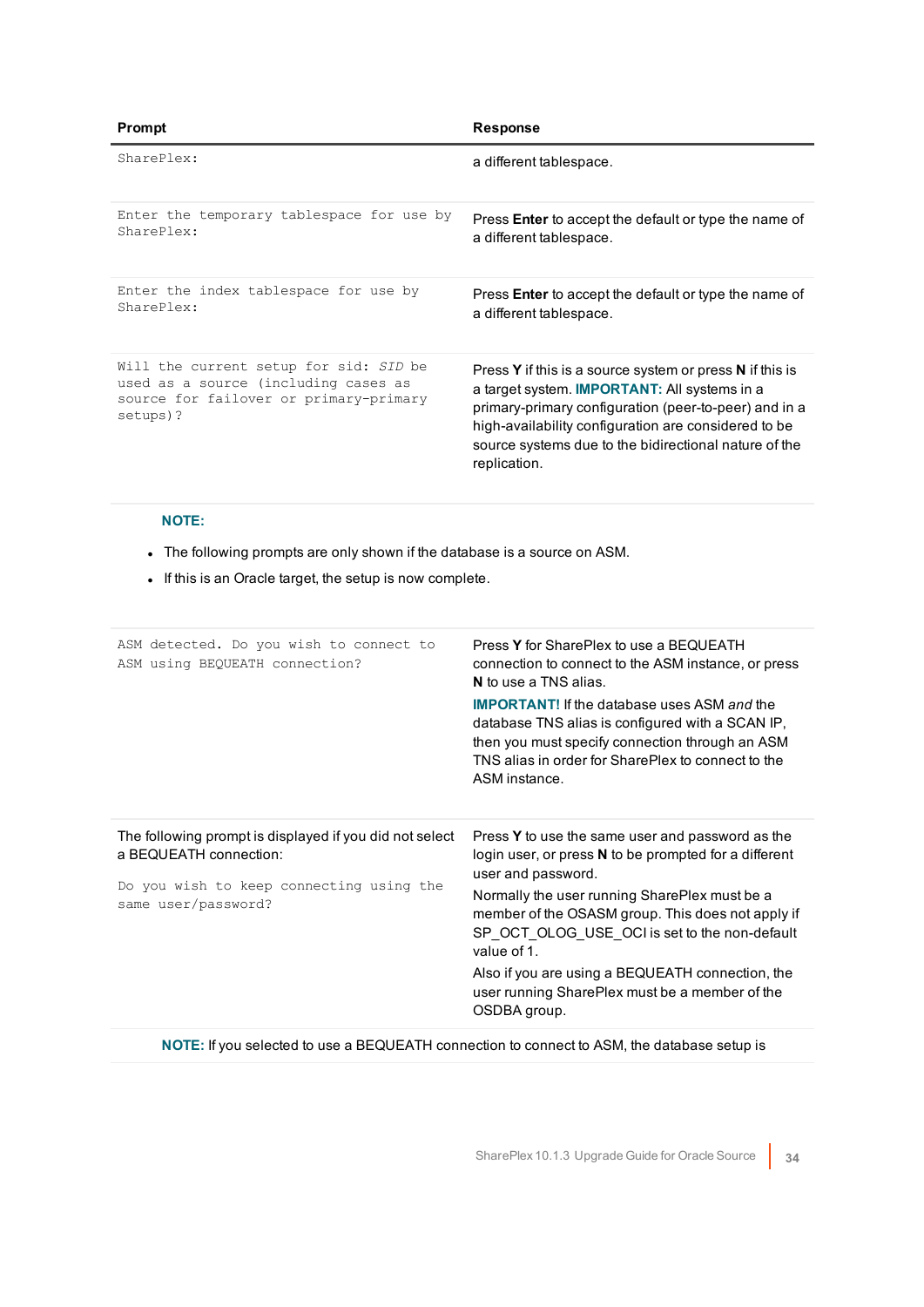| Prompt | Response |
| --- | --- |
| `SharePlex:` | a different tablespace. |
| `Enter the temporary tablespace for use by SharePlex:` | Press **Enter** to accept the default or type the name of a different tablespace. |
| `Enter the index tablespace for use by SharePlex:` | Press **Enter** to accept the default or type the name of a different tablespace. |
| `Will the current setup for sid: SID be used as a source (including cases as source for failover or primary-primary setups)?` | Press **Y** if this is a source system or press **N** if this is a target system. **IMPORTANT:** All systems in a primary-primary configuration (peer-to-peer) and in a high-availability configuration are considered to be source systems due to the bidirectional nature of the replication. |

**NOTE:**

- The following prompts are only shown if the database is a source on ASM.
- If this is an Oracle target, the setup is now complete.

| Prompt | Response |
| --- | --- |
| `ASM detected. Do you wish to connect to ASM using BEQUEATH connection?` | Press **Y** for SharePlex to use a BEQUEATH connection to connect to the ASM instance, or press **N** to use a TNS alias. **IMPORTANT!** If the database uses ASM *and* the database TNS alias is configured with a SCAN IP, then you must specify connection through an ASM TNS alias in order for SharePlex to connect to the ASM instance. |
| The following prompt is displayed if you did not select a BEQUEATH connection: `Do you wish to keep connecting using the same user/password?` | Press **Y** to use the same user and password as the login user, or press **N** to be prompted for a different user and password. Normally the user running SharePlex must be a member of the OSASM group. This does not apply if SP_OCT_OLOG_USE_OCI is set to the non-default value of 1. Also if you are using a BEQUEATH connection, the user running SharePlex must be a member of the OSDBA group. |

**NOTE:** If you selected to use a BEQUEATH connection to connect to ASM, the database setup is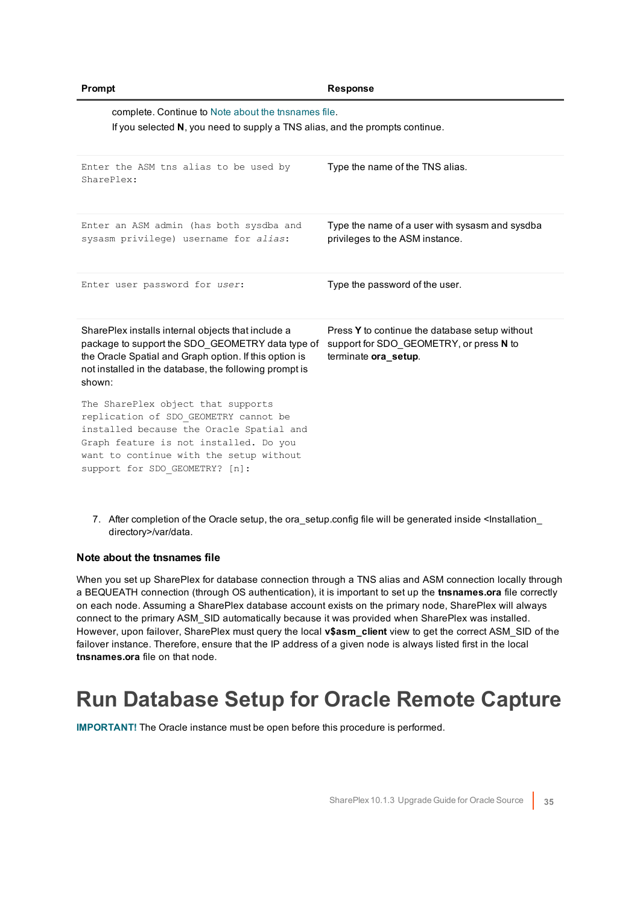| Prompt | Response |
|---|---|
| complete. Continue to Note about the tnsnames file. <br>If you selected **N**, you need to supply a TNS alias, and the prompts continue. | |
| `Enter the ASM tns alias to be used by SharePlex:` | Type the name of the TNS alias. |
| `Enter an ASM admin (has both sysdba and sysasm privilege) username for` *`alias`*`:` | Type the name of a user with sysasm and sysdba privileges to the ASM instance. |
| `Enter user password for` *`user`*`:` | Type the password of the user. |
| SharePlex installs internal objects that include a package to support the SDO_GEOMETRY data type of the Oracle Spatial and Graph option. If this option is not installed in the database, the following prompt is shown:<br>`The SharePlex object that supports replication of SDO_GEOMETRY cannot be installed because the Oracle Spatial and Graph feature is not installed. Do you want to continue with the setup without support for SDO_GEOMETRY? [n]:` | Press **Y** to continue the database setup without support for SDO_GEOMETRY, or press **N** to terminate **ora_setup**. |

7. After completion of the Oracle setup, the ora_setup.config file will be generated inside <Installation_directory>/var/data.

### Note about the tnsnames file

When you set up SharePlex for database connection through a TNS alias and ASM connection locally through a BEQUEATH connection (through OS authentication), it is important to set up the **tnsnames.ora** file correctly on each node. Assuming a SharePlex database account exists on the primary node, SharePlex will always connect to the primary ASM_SID automatically because it was provided when SharePlex was installed. However, upon failover, SharePlex must query the local **v$asm_client** view to get the correct ASM_SID of the failover instance. Therefore, ensure that the IP address of a given node is always listed first in the local **tnsnames.ora** file on that node.

# Run Database Setup for Oracle Remote Capture

**IMPORTANT!** The Oracle instance must be open before this procedure is performed.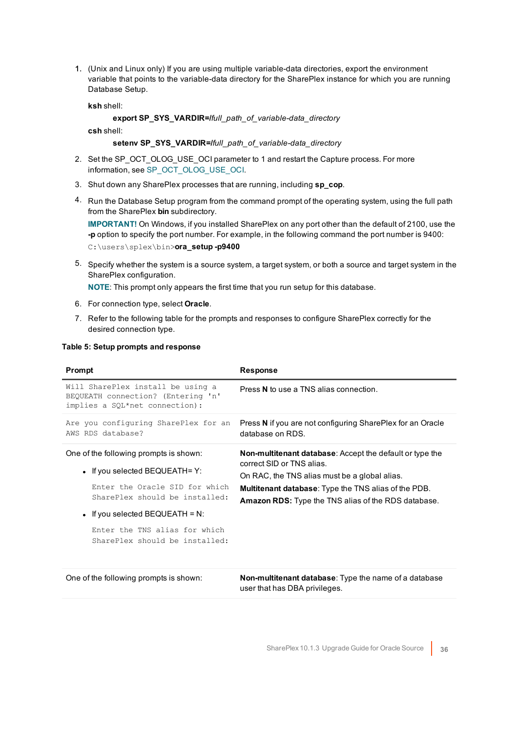1. (Unix and Linux only) If you are using multiple variable-data directories, export the environment variable that points to the variable-data directory for the SharePlex instance for which you are running Database Setup.

   **ksh** shell:

   **export SP_SYS_VARDIR=/***full_path_of_variable-data_directory*

   **csh** shell:

   **setenv SP_SYS_VARDIR=/***full_path_of_variable-data_directory*

2. Set the SP_OCT_OLOG_USE_OCI parameter to 1 and restart the Capture process. For more information, see SP_OCT_OLOG_USE_OCI.

3. Shut down any SharePlex processes that are running, including **sp_cop**.

4. Run the Database Setup program from the command prompt of the operating system, using the full path from the SharePlex **bin** subdirectory.

   **IMPORTANT!** On Windows, if you installed SharePlex on any port other than the default of 2100, use the **-p** option to specify the port number. For example, in the following command the port number is 9400:

   `C:\users\splex\bin>`**ora_setup -p9400**

5. Specify whether the system is a source system, a target system, or both a source and target system in the SharePlex configuration.

   **NOTE**: This prompt only appears the first time that you run setup for this database.

6. For connection type, select **Oracle**.

7. Refer to the following table for the prompts and responses to configure SharePlex correctly for the desired connection type.

**Table 5: Setup prompts and response**

| Prompt | Response |
|---|---|
| `Will SharePlex install be using a BEQUEATH connection? (Entering 'n' implies a SQL*net connection):` | Press **N** to use a TNS alias connection. |
| `Are you configuring SharePlex for an AWS RDS database?` | Press **N** if you are not configuring SharePlex for an Oracle database on RDS. |
| One of the following prompts is shown:<br>• If you selected BEQUEATH= Y:<br>`Enter the Oracle SID for which SharePlex should be installed:`<br>• If you selected BEQUEATH = N:<br>`Enter the TNS alias for which SharePlex should be installed:` | **Non-multitenant database**: Accept the default or type the correct SID or TNS alias.<br>On RAC, the TNS alias must be a global alias.<br>**Multitenant database**: Type the TNS alias of the PDB.<br>**Amazon RDS:** Type the TNS alias of the RDS database. |
| One of the following prompts is shown: | **Non-multitenant database**: Type the name of a database user that has DBA privileges. |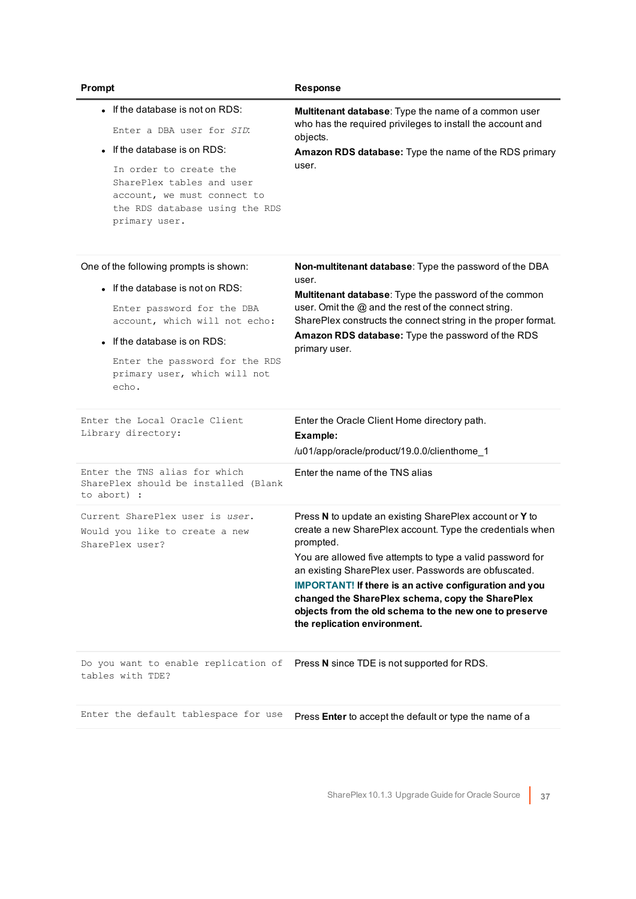| Prompt | Response |
| --- | --- |
| • If the database is not on RDS:<br>`Enter a DBA user for SID:`<br>• If the database is on RDS:<br>`In order to create the SharePlex tables and user account, we must connect to the RDS database using the RDS primary user.` | **Multitenant database**: Type the name of a common user who has the required privileges to install the account and objects.<br>**Amazon RDS database:** Type the name of the RDS primary user. |
| One of the following prompts is shown:<br>• If the database is not on RDS:<br>`Enter password for the DBA account, which will not echo:`<br>• If the database is on RDS:<br>`Enter the password for the RDS primary user, which will not echo.` | **Non-multitenant database**: Type the password of the DBA user.<br>**Multitenant database**: Type the password of the common user. Omit the @ and the rest of the connect string. SharePlex constructs the connect string in the proper format.<br>**Amazon RDS database:** Type the password of the RDS primary user. |
| `Enter the Local Oracle Client Library directory:` | Enter the Oracle Client Home directory path.<br>**Example:**<br>/u01/app/oracle/product/19.0.0/clienthome_1 |
| `Enter the TNS alias for which SharePlex should be installed (Blank to abort) :` | Enter the name of the TNS alias |
| `Current SharePlex user is user.`<br>`Would you like to create a new SharePlex user?` | Press **N** to update an existing SharePlex account or **Y** to create a new SharePlex account. Type the credentials when prompted.<br>You are allowed five attempts to type a valid password for an existing SharePlex user. Passwords are obfuscated.<br>**IMPORTANT! If there is an active configuration and you changed the SharePlex schema, copy the SharePlex objects from the old schema to the new one to preserve the replication environment.** |
| `Do you want to enable replication of tables with TDE?` | Press **N** since TDE is not supported for RDS. |
| `Enter the default tablespace for use` | Press **Enter** to accept the default or type the name of a |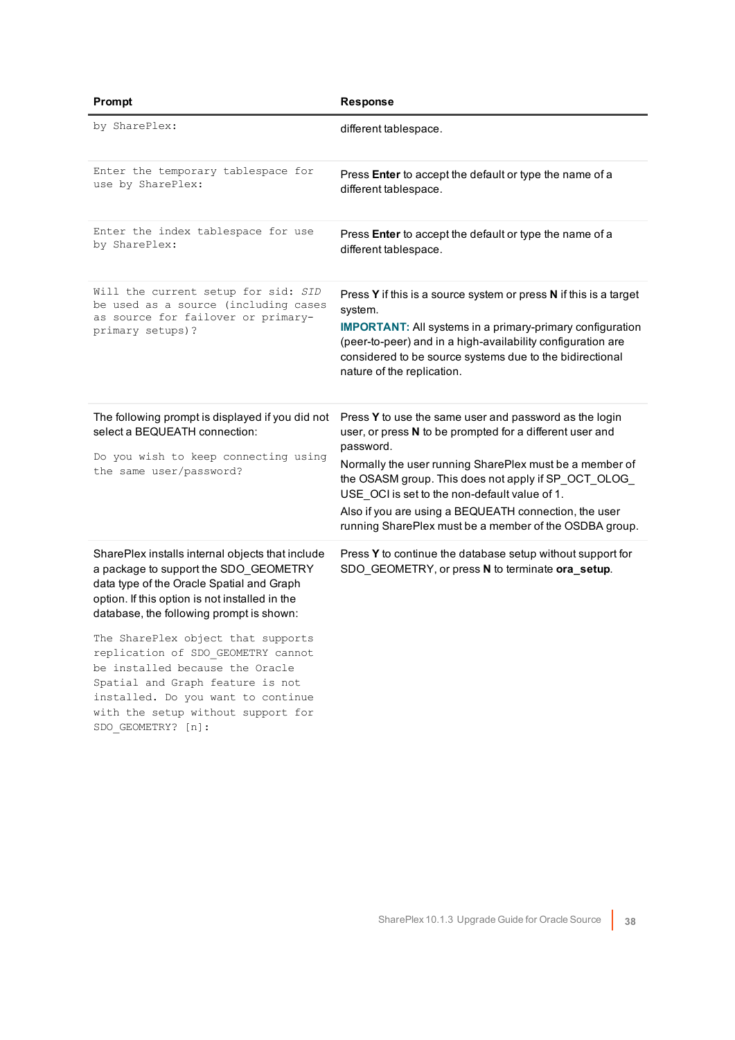| Prompt | Response |
|---|---|
| `by SharePlex:` | different tablespace. |
| `Enter the temporary tablespace for use by SharePlex:` | Press **Enter** to accept the default or type the name of a different tablespace. |
| `Enter the index tablespace for use by SharePlex:` | Press **Enter** to accept the default or type the name of a different tablespace. |
| `Will the current setup for sid:` *`SID`* `be used as a source (including cases as source for failover or primary-primary setups)?` | Press **Y** if this is a source system or press **N** if this is a target system.<br>**IMPORTANT:** All systems in a primary-primary configuration (peer-to-peer) and in a high-availability configuration are considered to be source systems due to the bidirectional nature of the replication. |
| The following prompt is displayed if you did not select a BEQUEATH connection:<br>`Do you wish to keep connecting using the same user/password?` | Press **Y** to use the same user and password as the login user, or press **N** to be prompted for a different user and password.<br>Normally the user running SharePlex must be a member of the OSASM group. This does not apply if SP_OCT_OLOG_USE_OCI is set to the non-default value of 1.<br>Also if you are using a BEQUEATH connection, the user running SharePlex must be a member of the OSDBA group. |
| SharePlex installs internal objects that include a package to support the SDO_GEOMETRY data type of the Oracle Spatial and Graph option. If this option is not installed in the database, the following prompt is shown:<br>`The SharePlex object that supports replication of SDO_GEOMETRY cannot be installed because the Oracle Spatial and Graph feature is not installed. Do you want to continue with the setup without support for SDO_GEOMETRY? [n]:` | Press **Y** to continue the database setup without support for SDO_GEOMETRY, or press **N** to terminate **ora_setup**. |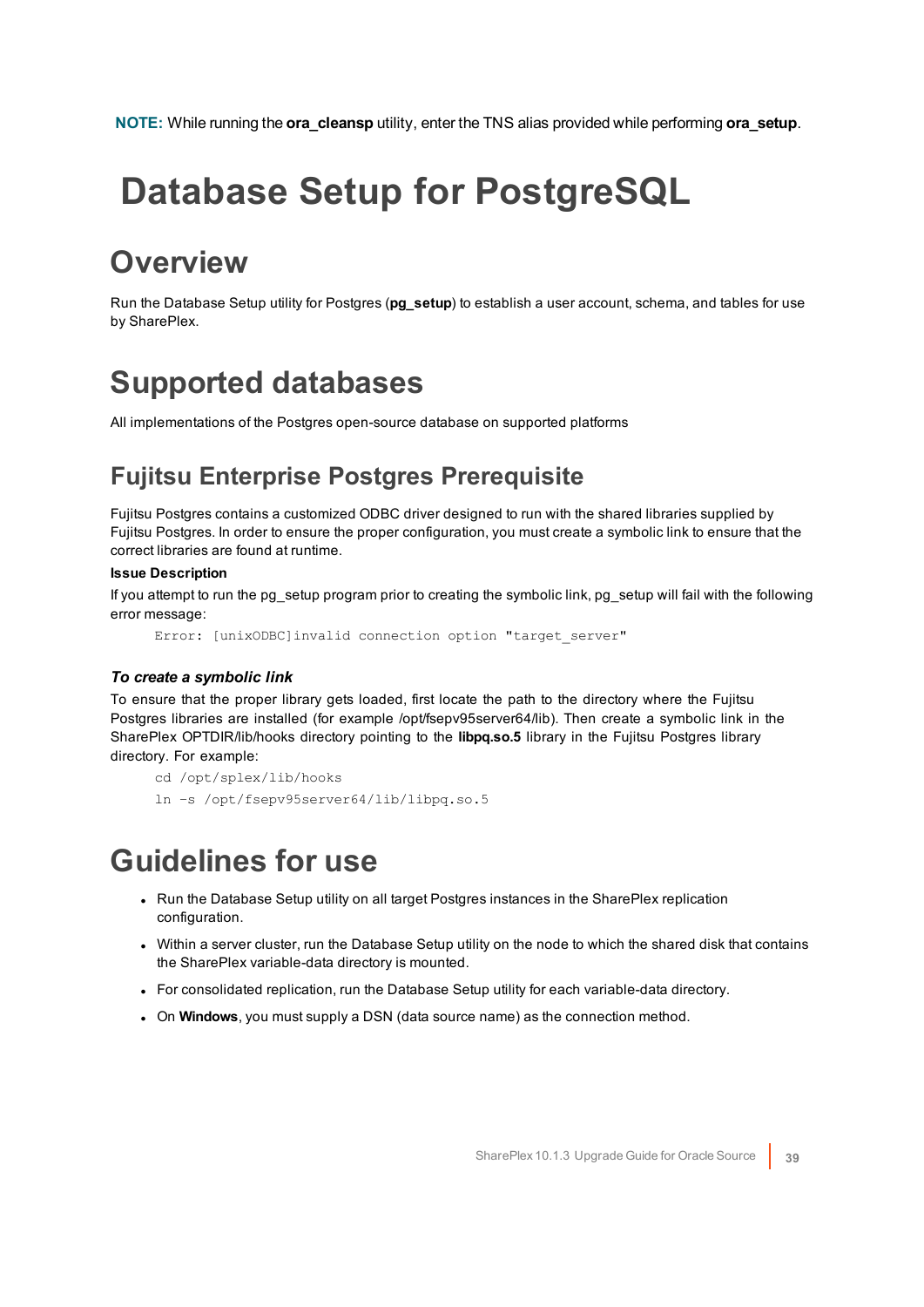**NOTE:** While running the **ora_cleansp** utility, enter the TNS alias provided while performing **ora_setup**.

# Database Setup for PostgreSQL

## Overview

Run the Database Setup utility for Postgres (**pg_setup**) to establish a user account, schema, and tables for use by SharePlex.

## Supported databases

All implementations of the Postgres open-source database on supported platforms

### Fujitsu Enterprise Postgres Prerequisite

Fujitsu Postgres contains a customized ODBC driver designed to run with the shared libraries supplied by Fujitsu Postgres. In order to ensure the proper configuration, you must create a symbolic link to ensure that the correct libraries are found at runtime.

**Issue Description**

If you attempt to run the pg_setup program prior to creating the symbolic link, pg_setup will fail with the following error message:

```
Error: [unixODBC]invalid connection option "target_server"
```

***To create a symbolic link***

To ensure that the proper library gets loaded, first locate the path to the directory where the Fujitsu Postgres libraries are installed (for example /opt/fsepv95server64/lib). Then create a symbolic link in the SharePlex OPTDIR/lib/hooks directory pointing to the **libpq.so.5** library in the Fujitsu Postgres library directory. For example:

```
cd /opt/splex/lib/hooks
ln –s /opt/fsepv95server64/lib/libpq.so.5
```

## Guidelines for use

- Run the Database Setup utility on all target Postgres instances in the SharePlex replication configuration.
- Within a server cluster, run the Database Setup utility on the node to which the shared disk that contains the SharePlex variable-data directory is mounted.
- For consolidated replication, run the Database Setup utility for each variable-data directory.
- On **Windows**, you must supply a DSN (data source name) as the connection method.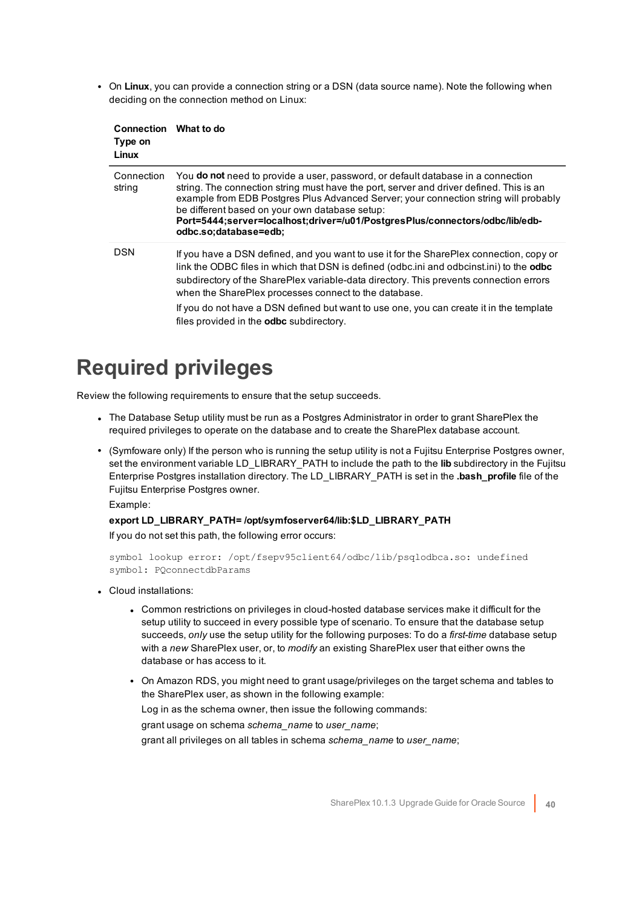- On **Linux**, you can provide a connection string or a DSN (data source name). Note the following when deciding on the connection method on Linux:

| Connection Type on Linux | What to do |
| --- | --- |
| Connection string | You **do not** need to provide a user, password, or default database in a connection string. The connection string must have the port, server and driver defined. This is an example from EDB Postgres Plus Advanced Server; your connection string will probably be different based on your own database setup:<br>**Port=5444;server=localhost;driver=/u01/PostgresPlus/connectors/odbc/lib/edb-odbc.so;database=edb;** |
| DSN | If you have a DSN defined, and you want to use it for the SharePlex connection, copy or link the ODBC files in which that DSN is defined (odbc.ini and odbcinst.ini) to the **odbc** subdirectory of the SharePlex variable-data directory. This prevents connection errors when the SharePlex processes connect to the database.<br>If you do not have a DSN defined but want to use one, you can create it in the template files provided in the **odbc** subdirectory. |

# Required privileges

Review the following requirements to ensure that the setup succeeds.

- The Database Setup utility must be run as a Postgres Administrator in order to grant SharePlex the required privileges to operate on the database and to create the SharePlex database account.
- (Symfoware only) If the person who is running the setup utility is not a Fujitsu Enterprise Postgres owner, set the environment variable LD_LIBRARY_PATH to include the path to the **lib** subdirectory in the Fujitsu Enterprise Postgres installation directory. The LD_LIBRARY_PATH is set in the **.bash_profile** file of the Fujitsu Enterprise Postgres owner.

  Example:

  **export LD_LIBRARY_PATH= /opt/symfoserver64/lib:$LD_LIBRARY_PATH**

  If you do not set this path, the following error occurs:

  ```
  symbol lookup error: /opt/fsepv95client64/odbc/lib/psqlodbca.so: undefined
  symbol: PQconnectdbParams
  ```

- Cloud installations:
  - Common restrictions on privileges in cloud-hosted database services make it difficult for the setup utility to succeed in every possible type of scenario. To ensure that the database setup succeeds, *only* use the setup utility for the following purposes: To do a *first-time* database setup with a *new* SharePlex user, or, to *modify* an existing SharePlex user that either owns the database or has access to it.
  - On Amazon RDS, you might need to grant usage/privileges on the target schema and tables to the SharePlex user, as shown in the following example:

    Log in as the schema owner, then issue the following commands:

    grant usage on schema *schema_name* to *user_name*;

    grant all privileges on all tables in schema *schema_name* to *user_name*;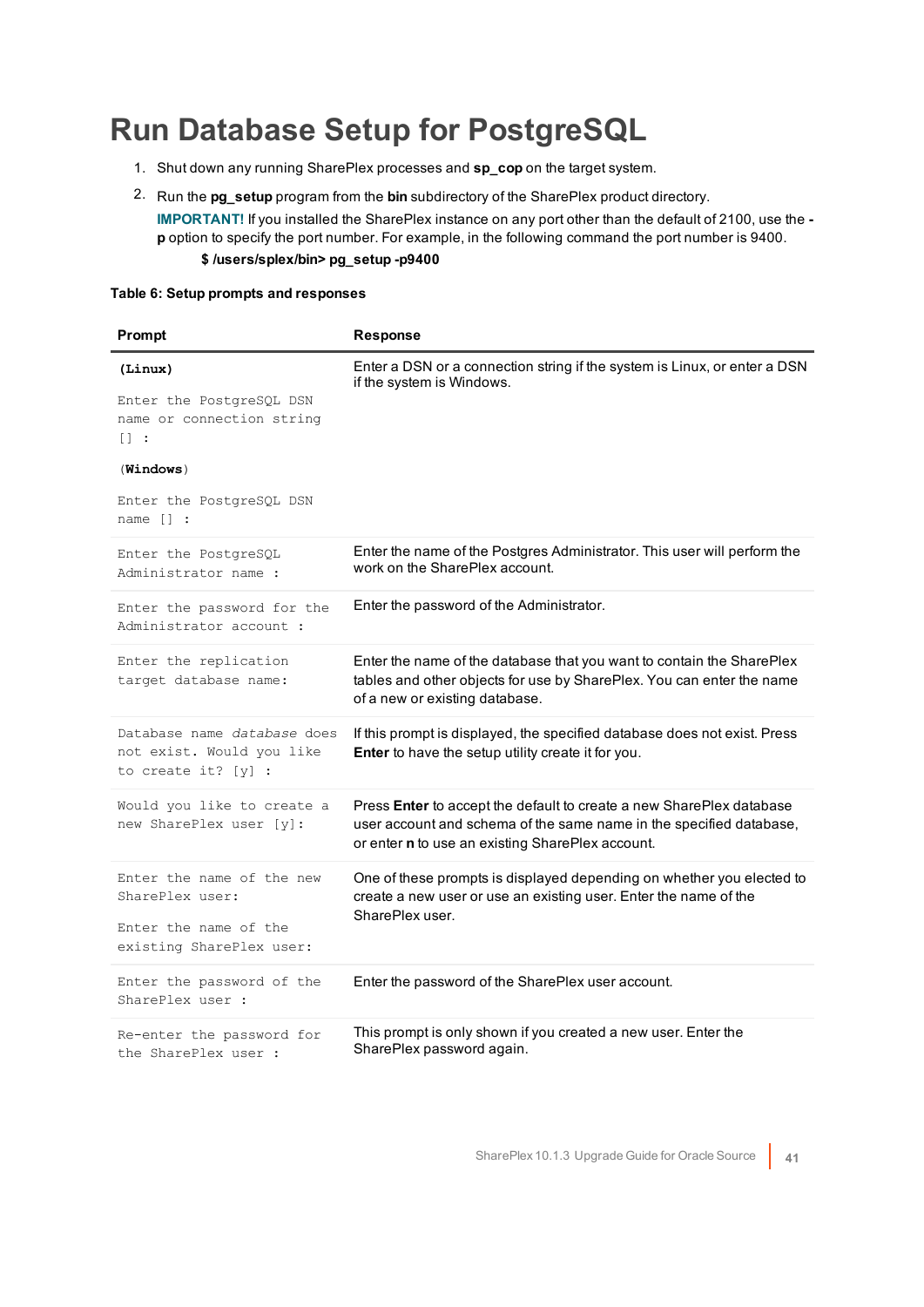# Run Database Setup for PostgreSQL

1. Shut down any running SharePlex processes and **sp_cop** on the target system.
2. Run the **pg_setup** program from the **bin** subdirectory of the SharePlex product directory.

   **IMPORTANT!** If you installed the SharePlex instance on any port other than the default of 2100, use the **-p** option to specify the port number. For example, in the following command the port number is 9400.

   **$ /users/splex/bin> pg_setup -p9400**

**Table 6: Setup prompts and responses**

| Prompt | Response |
|---|---|
| **(Linux)**<br>`Enter the PostgreSQL DSN name or connection string [] :`<br>**(Windows)**<br>`Enter the PostgreSQL DSN name [] :` | Enter a DSN or a connection string if the system is Linux, or enter a DSN if the system is Windows. |
| `Enter the PostgreSQL Administrator name :` | Enter the name of the Postgres Administrator. This user will perform the work on the SharePlex account. |
| `Enter the password for the Administrator account :` | Enter the password of the Administrator. |
| `Enter the replication target database name:` | Enter the name of the database that you want to contain the SharePlex tables and other objects for use by SharePlex. You can enter the name of a new or existing database. |
| `Database name` *`database`* `does not exist. Would you like to create it? [y] :` | If this prompt is displayed, the specified database does not exist. Press **Enter** to have the setup utility create it for you. |
| `Would you like to create a new SharePlex user [y]:` | Press **Enter** to accept the default to create a new SharePlex database user account and schema of the same name in the specified database, or enter **n** to use an existing SharePlex account. |
| `Enter the name of the new SharePlex user:`<br>`Enter the name of the existing SharePlex user:` | One of these prompts is displayed depending on whether you elected to create a new user or use an existing user. Enter the name of the SharePlex user. |
| `Enter the password of the SharePlex user :` | Enter the password of the SharePlex user account. |
| `Re-enter the password for the SharePlex user :` | This prompt is only shown if you created a new user. Enter the SharePlex password again. |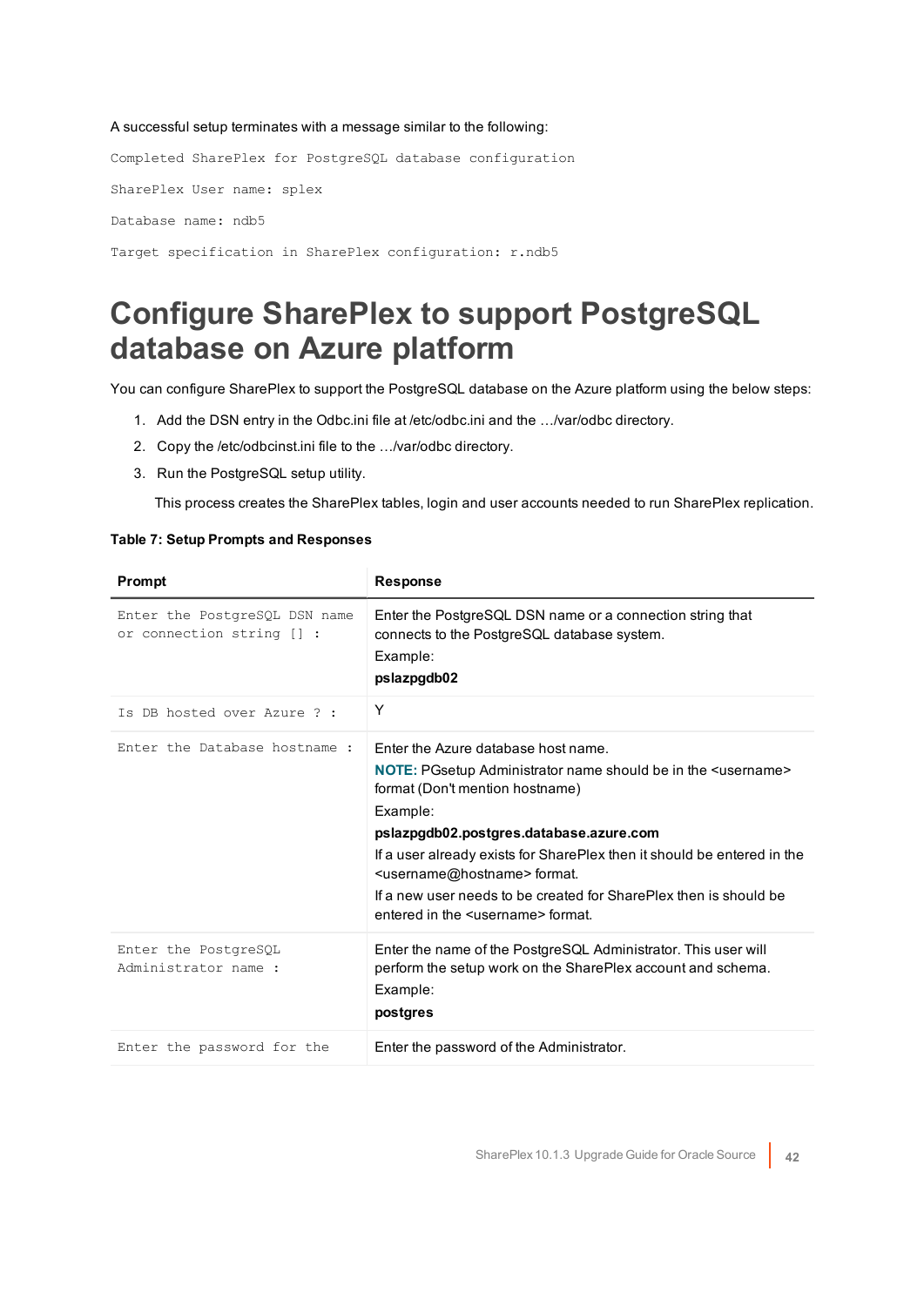A successful setup terminates with a message similar to the following:

```
Completed SharePlex for PostgreSQL database configuration

SharePlex User name: splex

Database name: ndb5

Target specification in SharePlex configuration: r.ndb5
```

# Configure SharePlex to support PostgreSQL database on Azure platform

You can configure SharePlex to support the PostgreSQL database on the Azure platform using the below steps:

1. Add the DSN entry in the Odbc.ini file at /etc/odbc.ini and the …/var/odbc directory.
2. Copy the /etc/odbcinst.ini file to the …/var/odbc directory.
3. Run the PostgreSQL setup utility.

   This process creates the SharePlex tables, login and user accounts needed to run SharePlex replication.

**Table 7: Setup Prompts and Responses**

| Prompt | Response |
|---|---|
| `Enter the PostgreSQL DSN name or connection string [] :` | Enter the PostgreSQL DSN name or a connection string that connects to the PostgreSQL database system.<br>Example:<br>**pslazpgdb02** |
| `Is DB hosted over Azure ? :` | Y |
| `Enter the Database hostname :` | Enter the Azure database host name.<br>**NOTE:** PGsetup Administrator name should be in the <username> format (Don't mention hostname)<br>Example:<br>**pslazpgdb02.postgres.database.azure.com**<br>If a user already exists for SharePlex then it should be entered in the <username@hostname> format.<br>If a new user needs to be created for SharePlex then is should be entered in the <username> format. |
| `Enter the PostgreSQL Administrator name :` | Enter the name of the PostgreSQL Administrator. This user will perform the setup work on the SharePlex account and schema.<br>Example:<br>**postgres** |
| `Enter the password for the` | Enter the password of the Administrator. |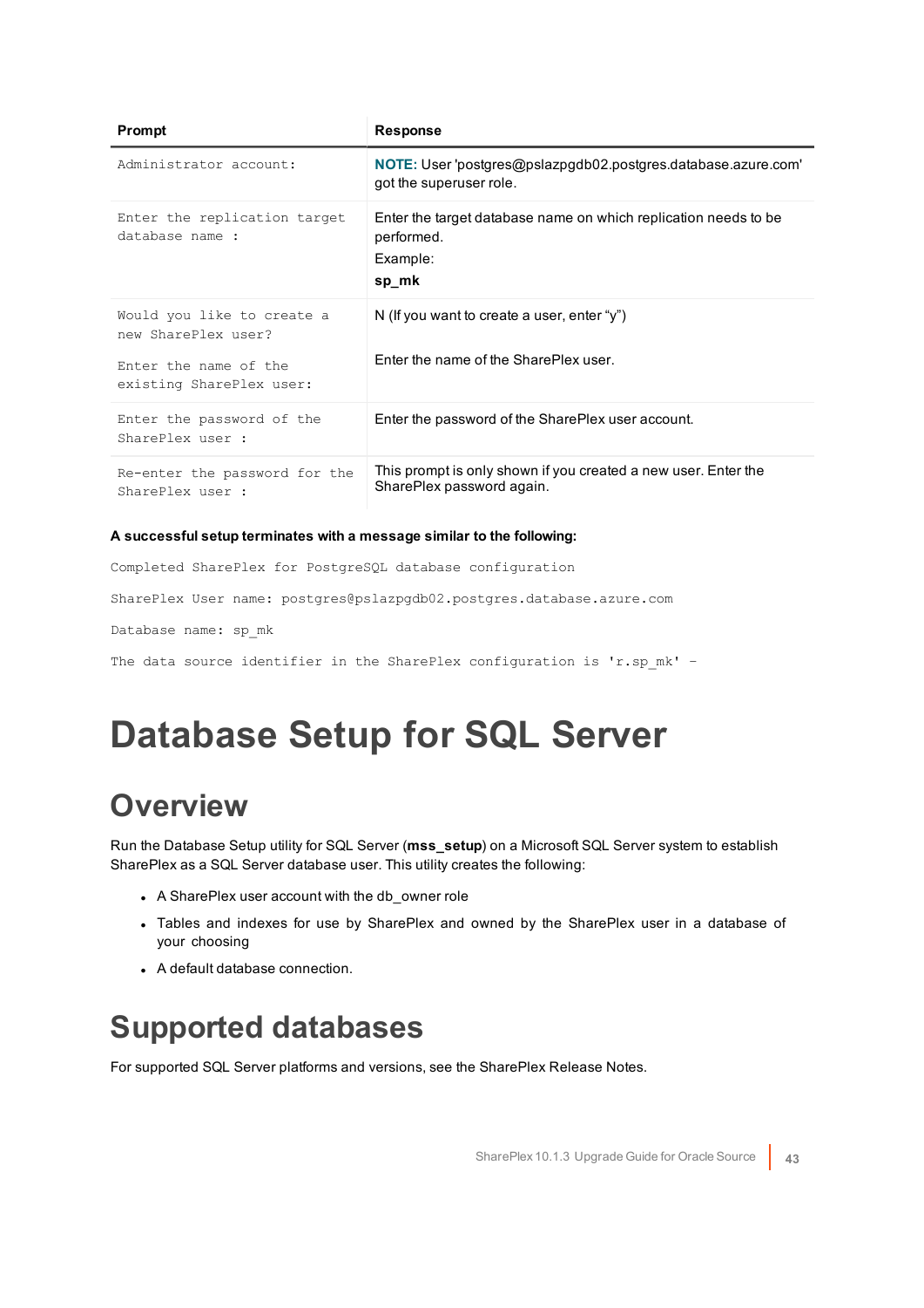| Prompt | Response |
| --- | --- |
| `Administrator account:` | **NOTE:** User 'postgres@pslazpgdb02.postgres.database.azure.com' got the superuser role. |
| `Enter the replication target database name :` | Enter the target database name on which replication needs to be performed.<br>Example:<br>**sp_mk** |
| `Would you like to create a new SharePlex user?`<br><br>`Enter the name of the existing SharePlex user:` | N (If you want to create a user, enter “y”)<br><br>Enter the name of the SharePlex user. |
| `Enter the password of the SharePlex user :` | Enter the password of the SharePlex user account. |
| `Re-enter the password for the SharePlex user :` | This prompt is only shown if you created a new user. Enter the SharePlex password again. |

**A successful setup terminates with a message similar to the following:**

```
Completed SharePlex for PostgreSQL database configuration

SharePlex User name: postgres@pslazpgdb02.postgres.database.azure.com

Database name: sp_mk

The data source identifier in the SharePlex configuration is 'r.sp_mk' –
```

# Database Setup for SQL Server

## Overview

Run the Database Setup utility for SQL Server (**mss_setup**) on a Microsoft SQL Server system to establish SharePlex as a SQL Server database user. This utility creates the following:

- A SharePlex user account with the db_owner role
- Tables and indexes for use by SharePlex and owned by the SharePlex user in a database of your choosing
- A default database connection.

## Supported databases

For supported SQL Server platforms and versions, see the SharePlex Release Notes.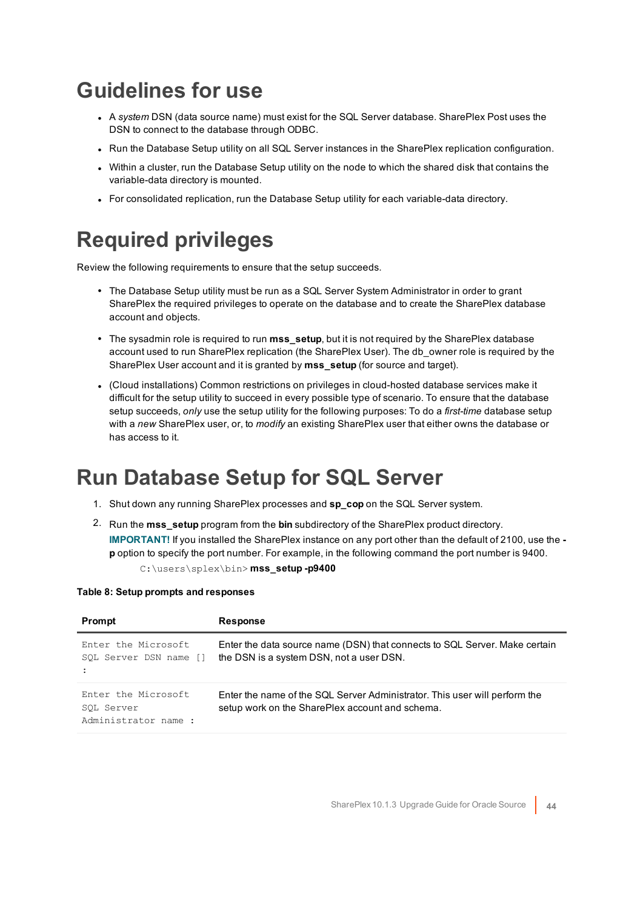# Guidelines for use

- A *system* DSN (data source name) must exist for the SQL Server database. SharePlex Post uses the DSN to connect to the database through ODBC.
- Run the Database Setup utility on all SQL Server instances in the SharePlex replication configuration.
- Within a cluster, run the Database Setup utility on the node to which the shared disk that contains the variable-data directory is mounted.
- For consolidated replication, run the Database Setup utility for each variable-data directory.

# Required privileges

Review the following requirements to ensure that the setup succeeds.

- The Database Setup utility must be run as a SQL Server System Administrator in order to grant SharePlex the required privileges to operate on the database and to create the SharePlex database account and objects.
- The sysadmin role is required to run **mss_setup**, but it is not required by the SharePlex database account used to run SharePlex replication (the SharePlex User). The db_owner role is required by the SharePlex User account and it is granted by **mss_setup** (for source and target).
- (Cloud installations) Common restrictions on privileges in cloud-hosted database services make it difficult for the setup utility to succeed in every possible type of scenario. To ensure that the database setup succeeds, *only* use the setup utility for the following purposes: To do a *first-time* database setup with a *new* SharePlex user, or, to *modify* an existing SharePlex user that either owns the database or has access to it.

# Run Database Setup for SQL Server

1. Shut down any running SharePlex processes and **sp_cop** on the SQL Server system.
2. Run the **mss_setup** program from the **bin** subdirectory of the SharePlex product directory.

   **IMPORTANT!** If you installed the SharePlex instance on any port other than the default of 2100, use the **-p** option to specify the port number. For example, in the following command the port number is 9400.

   ```
   C:\users\splex\bin> mss_setup -p9400
   ```

**Table 8: Setup prompts and responses**

| Prompt | Response |
| --- | --- |
| `Enter the Microsoft SQL Server DSN name [] :` | Enter the data source name (DSN) that connects to SQL Server. Make certain the DSN is a system DSN, not a user DSN. |
| `Enter the Microsoft SQL Server Administrator name :` | Enter the name of the SQL Server Administrator. This user will perform the setup work on the SharePlex account and schema. |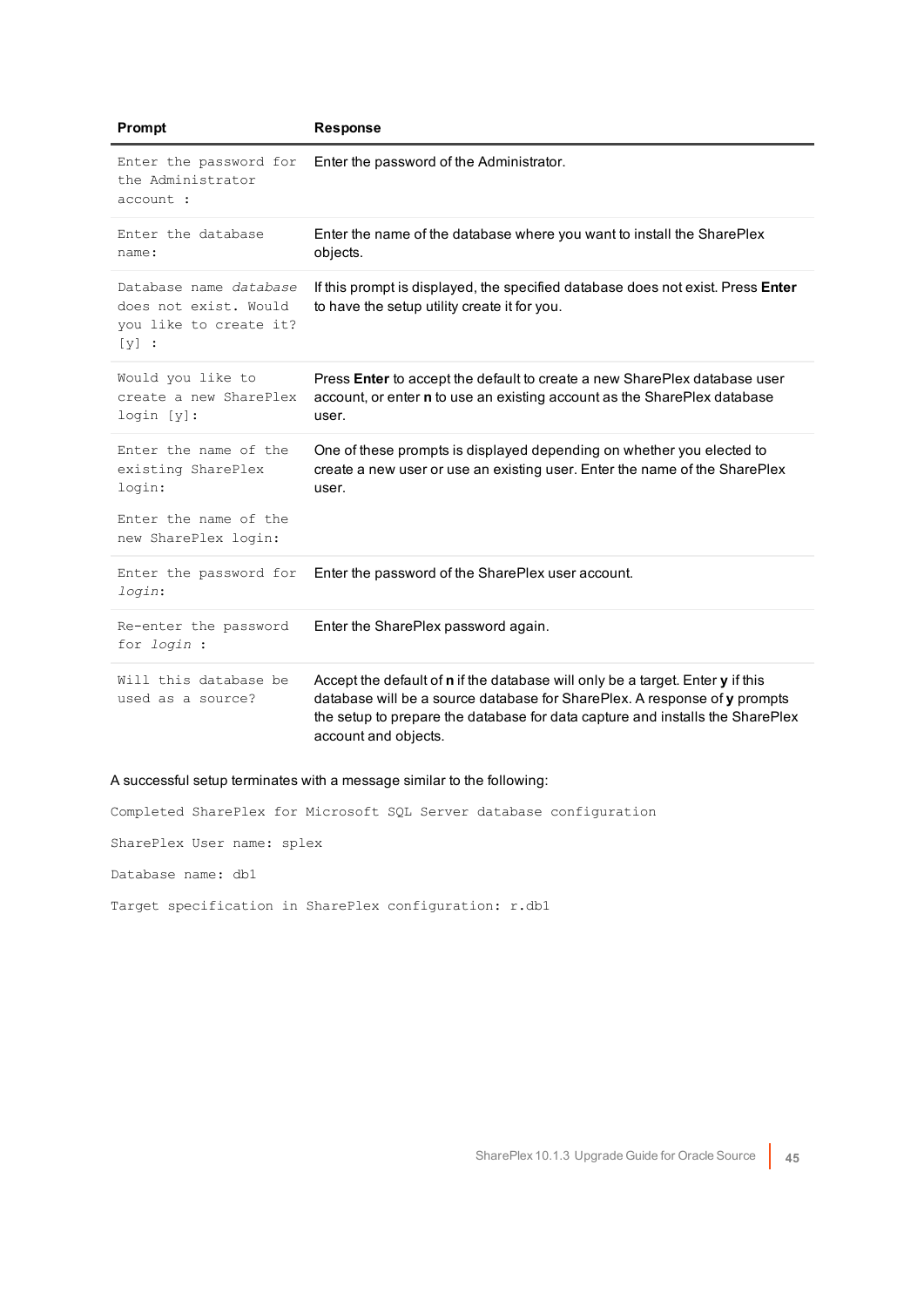| Prompt | Response |
| --- | --- |
| `Enter the password for the Administrator account :` | Enter the password of the Administrator. |
| `Enter the database name:` | Enter the name of the database where you want to install the SharePlex objects. |
| `Database name` *`database`* `does not exist. Would you like to create it? [y] :` | If this prompt is displayed, the specified database does not exist. Press **Enter** to have the setup utility create it for you. |
| `Would you like to create a new SharePlex login [y]:` | Press **Enter** to accept the default to create a new SharePlex database user account, or enter **n** to use an existing account as the SharePlex database user. |
| `Enter the name of the existing SharePlex login:` `Enter the name of the new SharePlex login:` | One of these prompts is displayed depending on whether you elected to create a new user or use an existing user. Enter the name of the SharePlex user. |
| `Enter the password for` *`login`*`:` | Enter the password of the SharePlex user account. |
| `Re-enter the password for` *`login`* `:` | Enter the SharePlex password again. |
| `Will this database be used as a source?` | Accept the default of **n** if the database will only be a target. Enter **y** if this database will be a source database for SharePlex. A response of **y** prompts the setup to prepare the database for data capture and installs the SharePlex account and objects. |

A successful setup terminates with a message similar to the following:

```
Completed SharePlex for Microsoft SQL Server database configuration

SharePlex User name: splex

Database name: db1

Target specification in SharePlex configuration: r.db1
```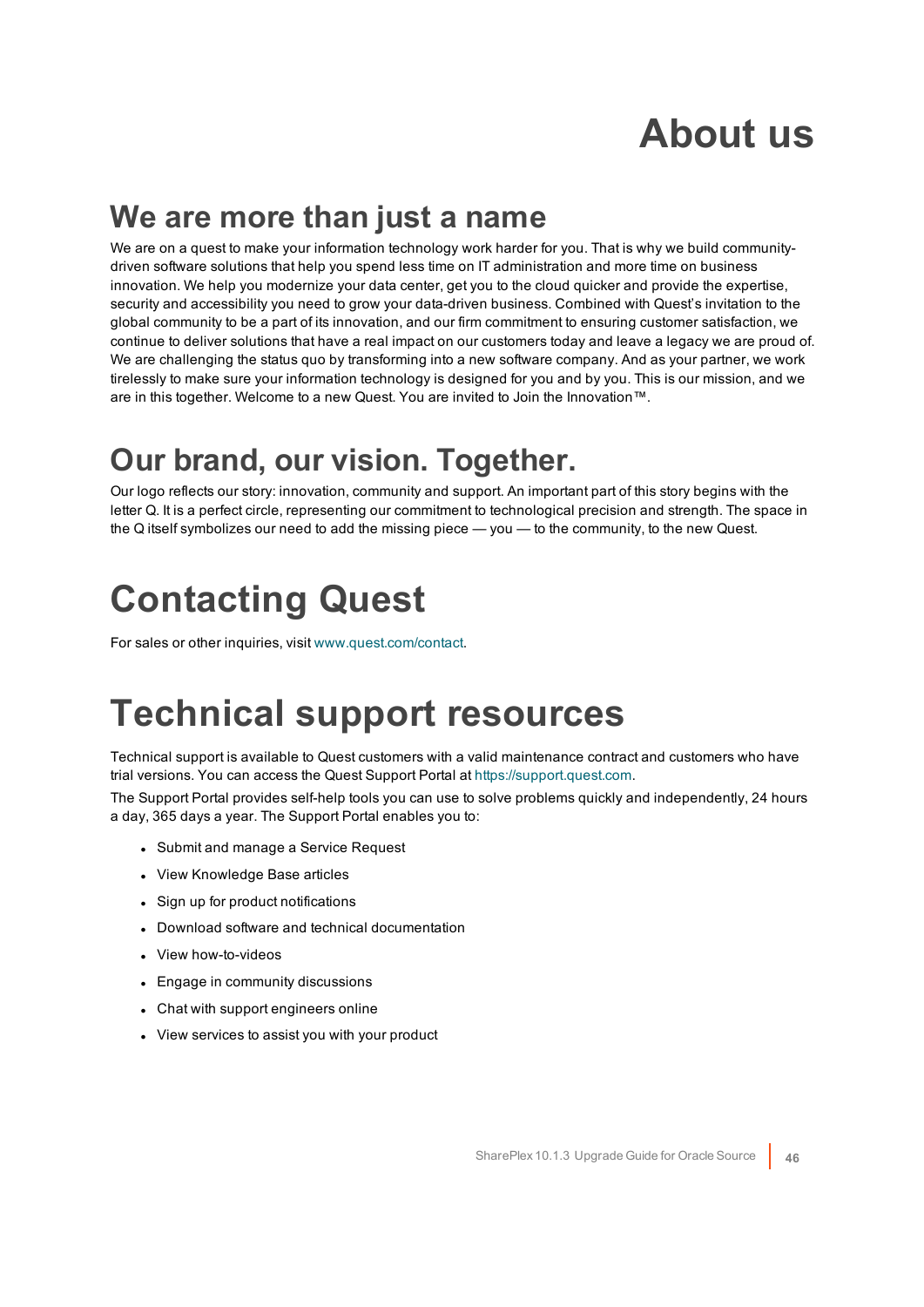# About us

## We are more than just a name

We are on a quest to make your information technology work harder for you. That is why we build community-driven software solutions that help you spend less time on IT administration and more time on business innovation. We help you modernize your data center, get you to the cloud quicker and provide the expertise, security and accessibility you need to grow your data-driven business. Combined with Quest's invitation to the global community to be a part of its innovation, and our firm commitment to ensuring customer satisfaction, we continue to deliver solutions that have a real impact on our customers today and leave a legacy we are proud of. We are challenging the status quo by transforming into a new software company. And as your partner, we work tirelessly to make sure your information technology is designed for you and by you. This is our mission, and we are in this together. Welcome to a new Quest. You are invited to Join the Innovation™.

## Our brand, our vision. Together.

Our logo reflects our story: innovation, community and support. An important part of this story begins with the letter Q. It is a perfect circle, representing our commitment to technological precision and strength. The space in the Q itself symbolizes our need to add the missing piece — you — to the community, to the new Quest.

# Contacting Quest

For sales or other inquiries, visit www.quest.com/contact.

# Technical support resources

Technical support is available to Quest customers with a valid maintenance contract and customers who have trial versions. You can access the Quest Support Portal at https://support.quest.com.

The Support Portal provides self-help tools you can use to solve problems quickly and independently, 24 hours a day, 365 days a year. The Support Portal enables you to:

- Submit and manage a Service Request
- View Knowledge Base articles
- Sign up for product notifications
- Download software and technical documentation
- View how-to-videos
- Engage in community discussions
- Chat with support engineers online
- View services to assist you with your product